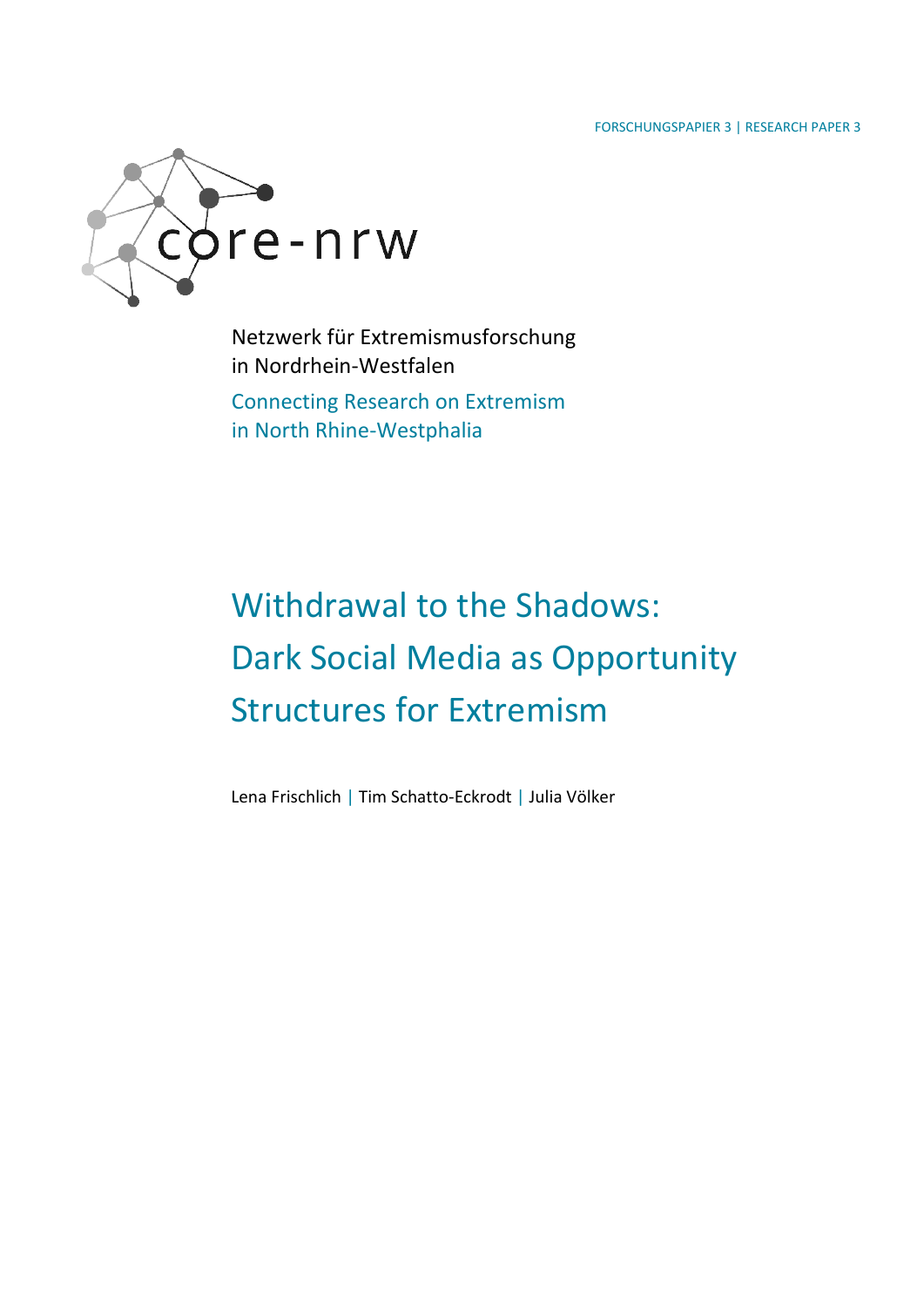FORSCHUNGSPAPIER 3 | RESEARCH PAPER 3

core-nrw

Netzwerk für Extremismusforschung in Nordrhein-Westfalen

Connecting Research on Extremism in North Rhine-Westphalia

# Withdrawal to the Shadows: Dark Social Media as Opportunity Structures for Extremism

Lena Frischlich | Tim Schatto-Eckrodt | Julia Völker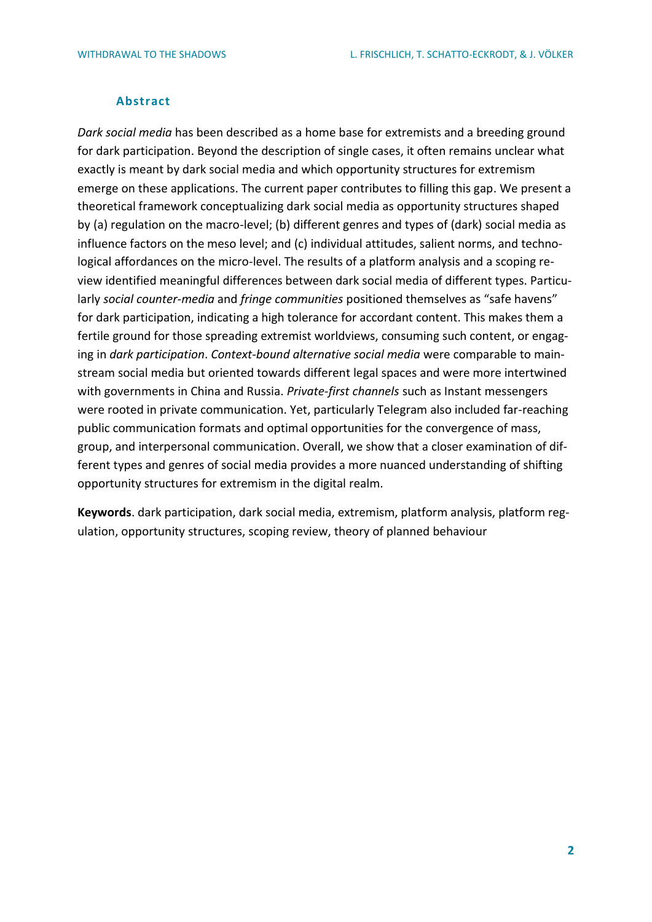## Abstract

*Dark social media* has been described as a home base for extremists and a breeding ground for dark participation. Beyond the description of single cases, it often remains unclear what exactly is meant by dark social media and which opportunity structures for extremism emerge on these applications. The current paper contributes to filling this gap. We present a theoretical framework conceptualizing dark social media as opportunity structures shaped by (a) regulation on the macro-level; (b) different genres and types of (dark) social media as influence factors on the meso level; and (c) individual attitudes, salient norms, and technological affordances on the micro-level. The results of a platform analysis and a scoping review identified meaningful differences between dark social media of different types. Particularly *social counter-media* and *fringe communities* positioned themselves as "safe havens" for dark participation, indicating a high tolerance for accordant content. This makes them a fertile ground for those spreading extremist worldviews, consuming such content, or engaging in *dark participation*. *Context-bound alternative social media* were comparable to mainstream social media but oriented towards different legal spaces and were more intertwined with governments in China and Russia. *Private-first channels* such as Instant messengers were rooted in private communication. Yet, particularly Telegram also included far-reaching public communication formats and optimal opportunities for the convergence of mass, group, and interpersonal communication. Overall, we show that a closer examination of different types and genres of social media provides a more nuanced understanding of shifting opportunity structures for extremism in the digital realm.

**Keywords**. dark participation, dark social media, extremism, platform analysis, platform regulation, opportunity structures, scoping review, theory of planned behaviour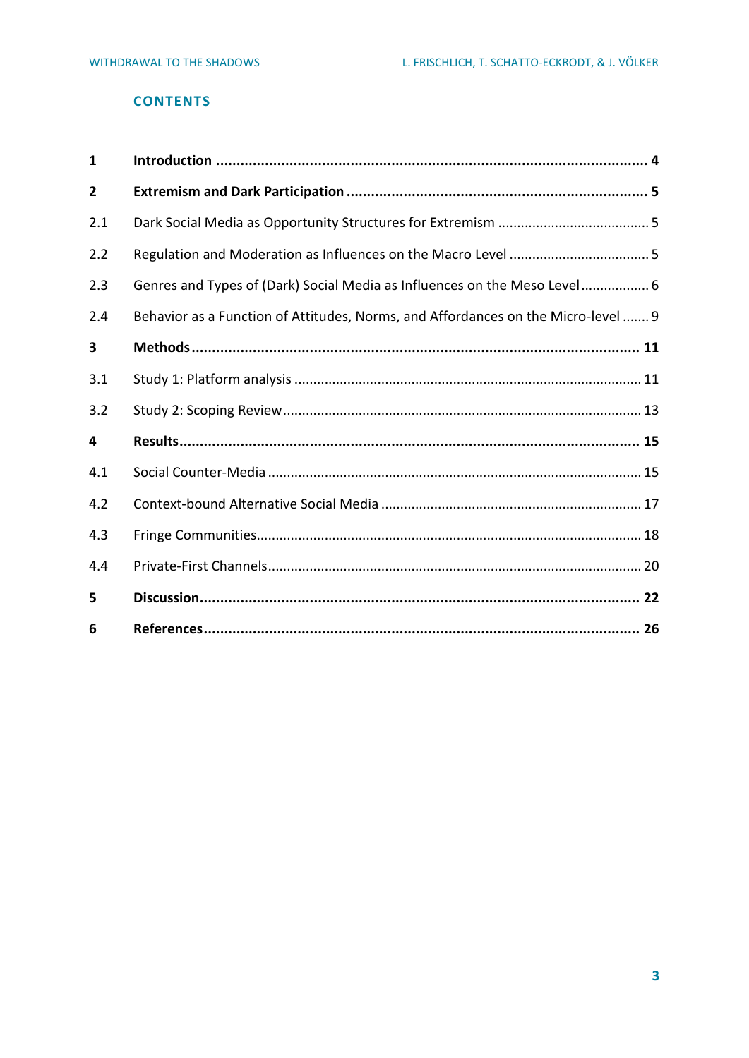## CONTENTS

| | | |
|---|---|---|
| **1** | **Introduction** | **4** |
| **2** | **Extremism and Dark Participation** | **5** |
| 2.1 | Dark Social Media as Opportunity Structures for Extremism | 5 |
| 2.2 | Regulation and Moderation as Influences on the Macro Level | 5 |
| 2.3 | Genres and Types of (Dark) Social Media as Influences on the Meso Level | 6 |
| 2.4 | Behavior as a Function of Attitudes, Norms, and Affordances on the Micro-level | 9 |
| **3** | **Methods** | **11** |
| 3.1 | Study 1: Platform analysis | 11 |
| 3.2 | Study 2: Scoping Review | 13 |
| **4** | **Results** | **15** |
| 4.1 | Social Counter-Media | 15 |
| 4.2 | Context-bound Alternative Social Media | 17 |
| 4.3 | Fringe Communities | 18 |
| 4.4 | Private-First Channels | 20 |
| **5** | **Discussion** | **22** |
| **6** | **References** | **26** |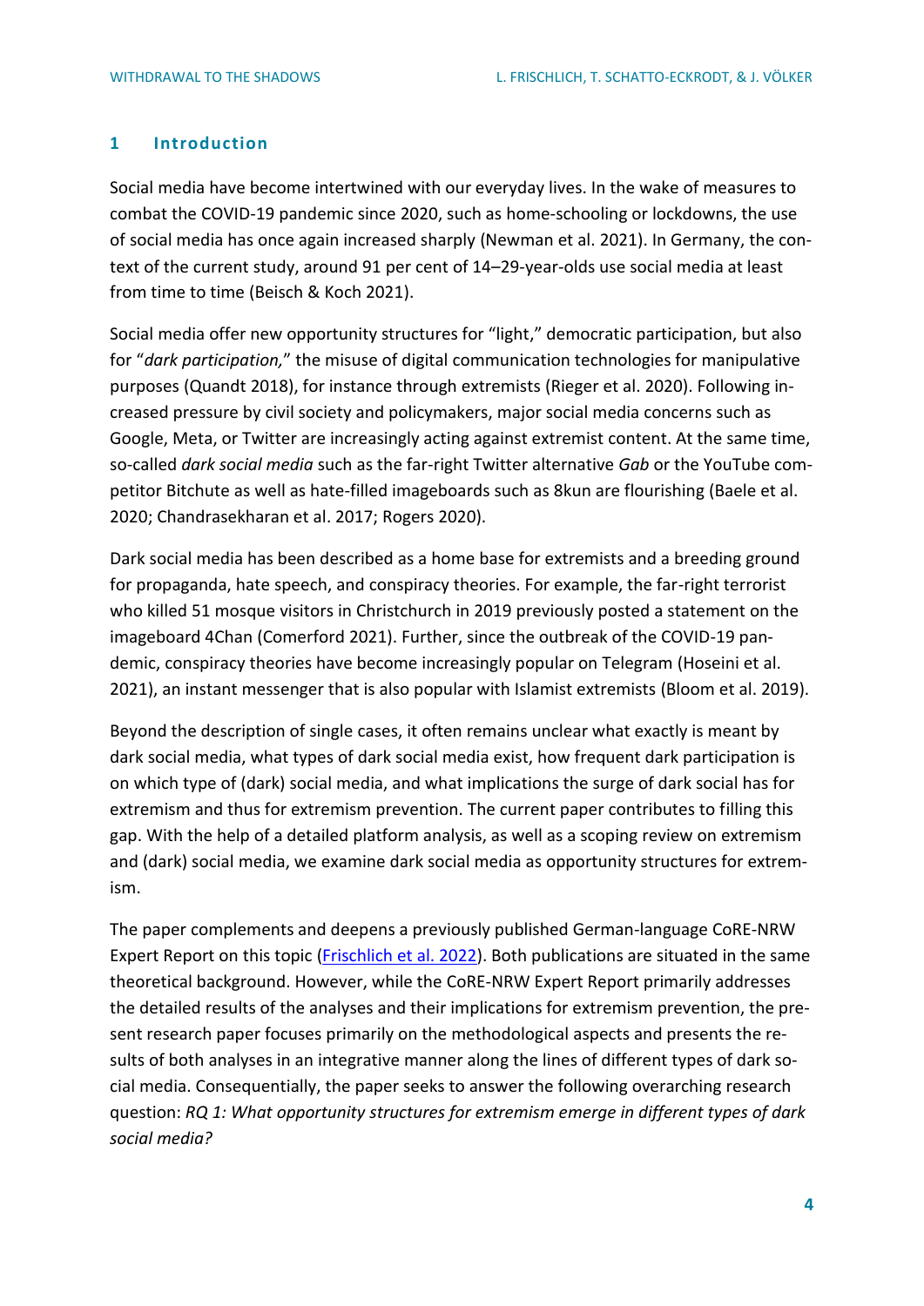## 1 Introduction

Social media have become intertwined with our everyday lives. In the wake of measures to combat the COVID-19 pandemic since 2020, such as home-schooling or lockdowns, the use of social media has once again increased sharply (Newman et al. 2021). In Germany, the context of the current study, around 91 per cent of 14–29-year-olds use social media at least from time to time (Beisch & Koch 2021).

Social media offer new opportunity structures for "light," democratic participation, but also for "*dark participation,*" the misuse of digital communication technologies for manipulative purposes (Quandt 2018), for instance through extremists (Rieger et al. 2020). Following increased pressure by civil society and policymakers, major social media concerns such as Google, Meta, or Twitter are increasingly acting against extremist content. At the same time, so-called *dark social media* such as the far-right Twitter alternative *Gab* or the YouTube competitor Bitchute as well as hate-filled imageboards such as 8kun are flourishing (Baele et al. 2020; Chandrasekharan et al. 2017; Rogers 2020).

Dark social media has been described as a home base for extremists and a breeding ground for propaganda, hate speech, and conspiracy theories. For example, the far-right terrorist who killed 51 mosque visitors in Christchurch in 2019 previously posted a statement on the imageboard 4Chan (Comerford 2021). Further, since the outbreak of the COVID-19 pandemic, conspiracy theories have become increasingly popular on Telegram (Hoseini et al. 2021), an instant messenger that is also popular with Islamist extremists (Bloom et al. 2019).

Beyond the description of single cases, it often remains unclear what exactly is meant by dark social media, what types of dark social media exist, how frequent dark participation is on which type of (dark) social media, and what implications the surge of dark social has for extremism and thus for extremism prevention. The current paper contributes to filling this gap. With the help of a detailed platform analysis, as well as a scoping review on extremism and (dark) social media, we examine dark social media as opportunity structures for extremism.

The paper complements and deepens a previously published German-language CoRE-NRW Expert Report on this topic (Frischlich et al. 2022). Both publications are situated in the same theoretical background. However, while the CoRE-NRW Expert Report primarily addresses the detailed results of the analyses and their implications for extremism prevention, the present research paper focuses primarily on the methodological aspects and presents the results of both analyses in an integrative manner along the lines of different types of dark social media. Consequentially, the paper seeks to answer the following overarching research question: *RQ 1: What opportunity structures for extremism emerge in different types of dark social media?*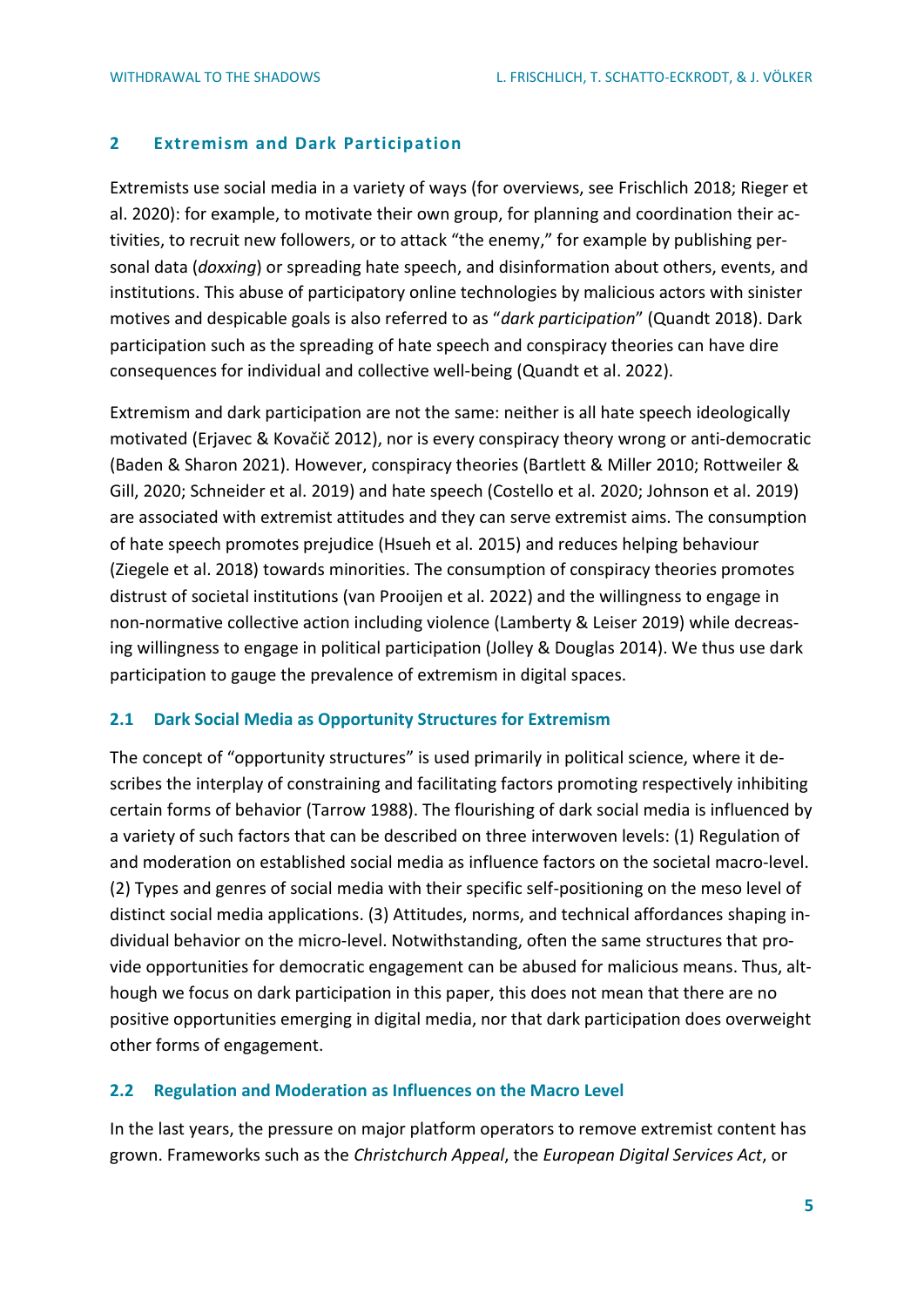## 2 Extremism and Dark Participation

Extremists use social media in a variety of ways (for overviews, see Frischlich 2018; Rieger et al. 2020): for example, to motivate their own group, for planning and coordination their activities, to recruit new followers, or to attack "the enemy," for example by publishing personal data (*doxxing*) or spreading hate speech, and disinformation about others, events, and institutions. This abuse of participatory online technologies by malicious actors with sinister motives and despicable goals is also referred to as "*dark participation*" (Quandt 2018). Dark participation such as the spreading of hate speech and conspiracy theories can have dire consequences for individual and collective well-being (Quandt et al. 2022).

Extremism and dark participation are not the same: neither is all hate speech ideologically motivated (Erjavec & Kovačič 2012), nor is every conspiracy theory wrong or anti-democratic (Baden & Sharon 2021). However, conspiracy theories (Bartlett & Miller 2010; Rottweiler & Gill, 2020; Schneider et al. 2019) and hate speech (Costello et al. 2020; Johnson et al. 2019) are associated with extremist attitudes and they can serve extremist aims. The consumption of hate speech promotes prejudice (Hsueh et al. 2015) and reduces helping behaviour (Ziegele et al. 2018) towards minorities. The consumption of conspiracy theories promotes distrust of societal institutions (van Prooijen et al. 2022) and the willingness to engage in non-normative collective action including violence (Lamberty & Leiser 2019) while decreasing willingness to engage in political participation (Jolley & Douglas 2014). We thus use dark participation to gauge the prevalence of extremism in digital spaces.

### 2.1 Dark Social Media as Opportunity Structures for Extremism

The concept of "opportunity structures" is used primarily in political science, where it describes the interplay of constraining and facilitating factors promoting respectively inhibiting certain forms of behavior (Tarrow 1988). The flourishing of dark social media is influenced by a variety of such factors that can be described on three interwoven levels: (1) Regulation of and moderation on established social media as influence factors on the societal macro-level. (2) Types and genres of social media with their specific self-positioning on the meso level of distinct social media applications. (3) Attitudes, norms, and technical affordances shaping individual behavior on the micro-level. Notwithstanding, often the same structures that provide opportunities for democratic engagement can be abused for malicious means. Thus, although we focus on dark participation in this paper, this does not mean that there are no positive opportunities emerging in digital media, nor that dark participation does overweight other forms of engagement.

### 2.2 Regulation and Moderation as Influences on the Macro Level

In the last years, the pressure on major platform operators to remove extremist content has grown. Frameworks such as the *Christchurch Appeal*, the *European Digital Services Act*, or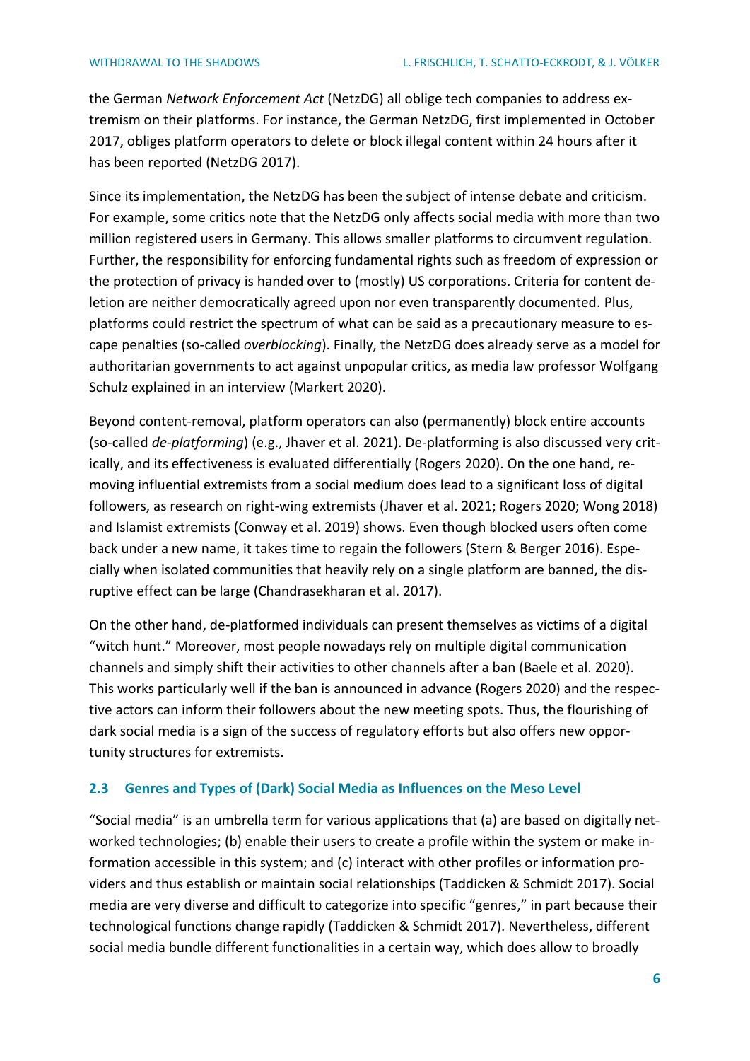the German *Network Enforcement Act* (NetzDG) all oblige tech companies to address extremism on their platforms. For instance, the German NetzDG, first implemented in October 2017, obliges platform operators to delete or block illegal content within 24 hours after it has been reported (NetzDG 2017).

Since its implementation, the NetzDG has been the subject of intense debate and criticism. For example, some critics note that the NetzDG only affects social media with more than two million registered users in Germany. This allows smaller platforms to circumvent regulation. Further, the responsibility for enforcing fundamental rights such as freedom of expression or the protection of privacy is handed over to (mostly) US corporations. Criteria for content deletion are neither democratically agreed upon nor even transparently documented. Plus, platforms could restrict the spectrum of what can be said as a precautionary measure to escape penalties (so-called *overblocking*). Finally, the NetzDG does already serve as a model for authoritarian governments to act against unpopular critics, as media law professor Wolfgang Schulz explained in an interview (Markert 2020).

Beyond content-removal, platform operators can also (permanently) block entire accounts (so-called *de-platforming*) (e.g., Jhaver et al. 2021). De-platforming is also discussed very critically, and its effectiveness is evaluated differentially (Rogers 2020). On the one hand, removing influential extremists from a social medium does lead to a significant loss of digital followers, as research on right-wing extremists (Jhaver et al. 2021; Rogers 2020; Wong 2018) and Islamist extremists (Conway et al. 2019) shows. Even though blocked users often come back under a new name, it takes time to regain the followers (Stern & Berger 2016). Especially when isolated communities that heavily rely on a single platform are banned, the disruptive effect can be large (Chandrasekharan et al. 2017).

On the other hand, de-platformed individuals can present themselves as victims of a digital "witch hunt." Moreover, most people nowadays rely on multiple digital communication channels and simply shift their activities to other channels after a ban (Baele et al. 2020). This works particularly well if the ban is announced in advance (Rogers 2020) and the respective actors can inform their followers about the new meeting spots. Thus, the flourishing of dark social media is a sign of the success of regulatory efforts but also offers new opportunity structures for extremists.

### 2.3 Genres and Types of (Dark) Social Media as Influences on the Meso Level

"Social media" is an umbrella term for various applications that (a) are based on digitally networked technologies; (b) enable their users to create a profile within the system or make information accessible in this system; and (c) interact with other profiles or information providers and thus establish or maintain social relationships (Taddicken & Schmidt 2017). Social media are very diverse and difficult to categorize into specific "genres," in part because their technological functions change rapidly (Taddicken & Schmidt 2017). Nevertheless, different social media bundle different functionalities in a certain way, which does allow to broadly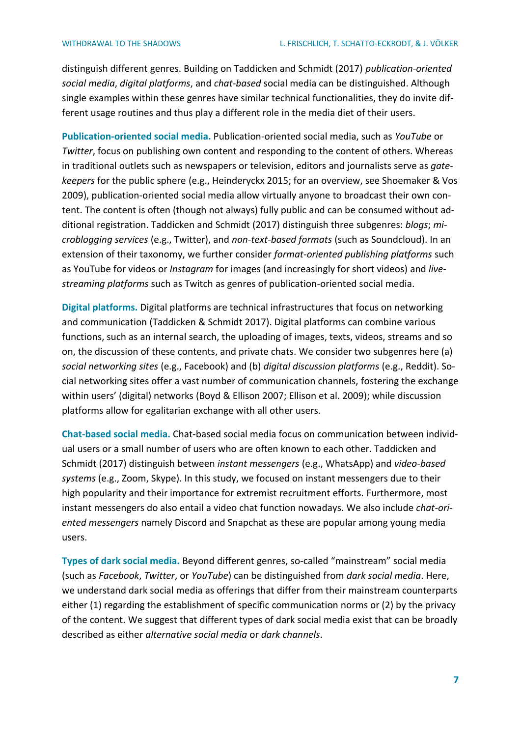distinguish different genres. Building on Taddicken and Schmidt (2017) *publication-oriented social media*, *digital platforms*, and *chat-based* social media can be distinguished. Although single examples within these genres have similar technical functionalities, they do invite different usage routines and thus play a different role in the media diet of their users.

**Publication-oriented social media.** Publication-oriented social media, such as *YouTube* or *Twitter*, focus on publishing own content and responding to the content of others. Whereas in traditional outlets such as newspapers or television, editors and journalists serve as *gatekeepers* for the public sphere (e.g., Heinderyckx 2015; for an overview, see Shoemaker & Vos 2009), publication-oriented social media allow virtually anyone to broadcast their own content. The content is often (though not always) fully public and can be consumed without additional registration. Taddicken and Schmidt (2017) distinguish three subgenres: *blogs*; *microblogging services* (e.g., Twitter), and *non-text-based formats* (such as Soundcloud). In an extension of their taxonomy, we further consider *format-oriented publishing platforms* such as YouTube for videos or *Instagram* for images (and increasingly for short videos) and *livestreaming platforms* such as Twitch as genres of publication-oriented social media.

**Digital platforms.** Digital platforms are technical infrastructures that focus on networking and communication (Taddicken & Schmidt 2017). Digital platforms can combine various functions, such as an internal search, the uploading of images, texts, videos, streams and so on, the discussion of these contents, and private chats. We consider two subgenres here (a) *social networking sites* (e.g., Facebook) and (b) *digital discussion platforms* (e.g., Reddit). Social networking sites offer a vast number of communication channels, fostering the exchange within users' (digital) networks (Boyd & Ellison 2007; Ellison et al. 2009); while discussion platforms allow for egalitarian exchange with all other users.

**Chat-based social media.** Chat-based social media focus on communication between individual users or a small number of users who are often known to each other. Taddicken and Schmidt (2017) distinguish between *instant messengers* (e.g., WhatsApp) and *video-based systems* (e.g., Zoom, Skype). In this study, we focused on instant messengers due to their high popularity and their importance for extremist recruitment efforts. Furthermore, most instant messengers do also entail a video chat function nowadays. We also include *chat-oriented messengers* namely Discord and Snapchat as these are popular among young media users.

**Types of dark social media.** Beyond different genres, so-called "mainstream" social media (such as *Facebook*, *Twitter*, or *YouTube*) can be distinguished from *dark social media*. Here, we understand dark social media as offerings that differ from their mainstream counterparts either (1) regarding the establishment of specific communication norms or (2) by the privacy of the content. We suggest that different types of dark social media exist that can be broadly described as either *alternative social media* or *dark channels*.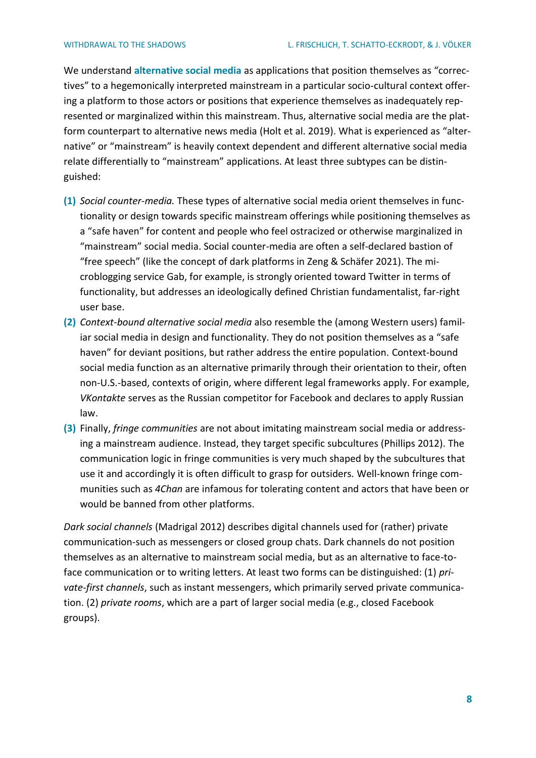We understand **alternative social media** as applications that position themselves as "correctives" to a hegemonically interpreted mainstream in a particular socio-cultural context offering a platform to those actors or positions that experience themselves as inadequately represented or marginalized within this mainstream. Thus, alternative social media are the platform counterpart to alternative news media (Holt et al. 2019). What is experienced as "alternative" or "mainstream" is heavily context dependent and different alternative social media relate differentially to "mainstream" applications. At least three subtypes can be distinguished:

**(1)** *Social counter-media.* These types of alternative social media orient themselves in functionality or design towards specific mainstream offerings while positioning themselves as a "safe haven" for content and people who feel ostracized or otherwise marginalized in "mainstream" social media. Social counter-media are often a self-declared bastion of "free speech" (like the concept of dark platforms in Zeng & Schäfer 2021). The microblogging service Gab, for example, is strongly oriented toward Twitter in terms of functionality, but addresses an ideologically defined Christian fundamentalist, far-right user base.

**(2)** *Context-bound alternative social media* also resemble the (among Western users) familiar social media in design and functionality. They do not position themselves as a "safe haven" for deviant positions, but rather address the entire population. Context-bound social media function as an alternative primarily through their orientation to their, often non-U.S.-based, contexts of origin, where different legal frameworks apply. For example, *VKontakte* serves as the Russian competitor for Facebook and declares to apply Russian law.

**(3)** Finally, *fringe communities* are not about imitating mainstream social media or addressing a mainstream audience. Instead, they target specific subcultures (Phillips 2012). The communication logic in fringe communities is very much shaped by the subcultures that use it and accordingly it is often difficult to grasp for outsiders. Well-known fringe communities such as *4Chan* are infamous for tolerating content and actors that have been or would be banned from other platforms.

*Dark social channels* (Madrigal 2012) describes digital channels used for (rather) private communication-such as messengers or closed group chats. Dark channels do not position themselves as an alternative to mainstream social media, but as an alternative to face-to-face communication or to writing letters. At least two forms can be distinguished: (1) *private-first channels*, such as instant messengers, which primarily served private communication. (2) *private rooms*, which are a part of larger social media (e.g., closed Facebook groups).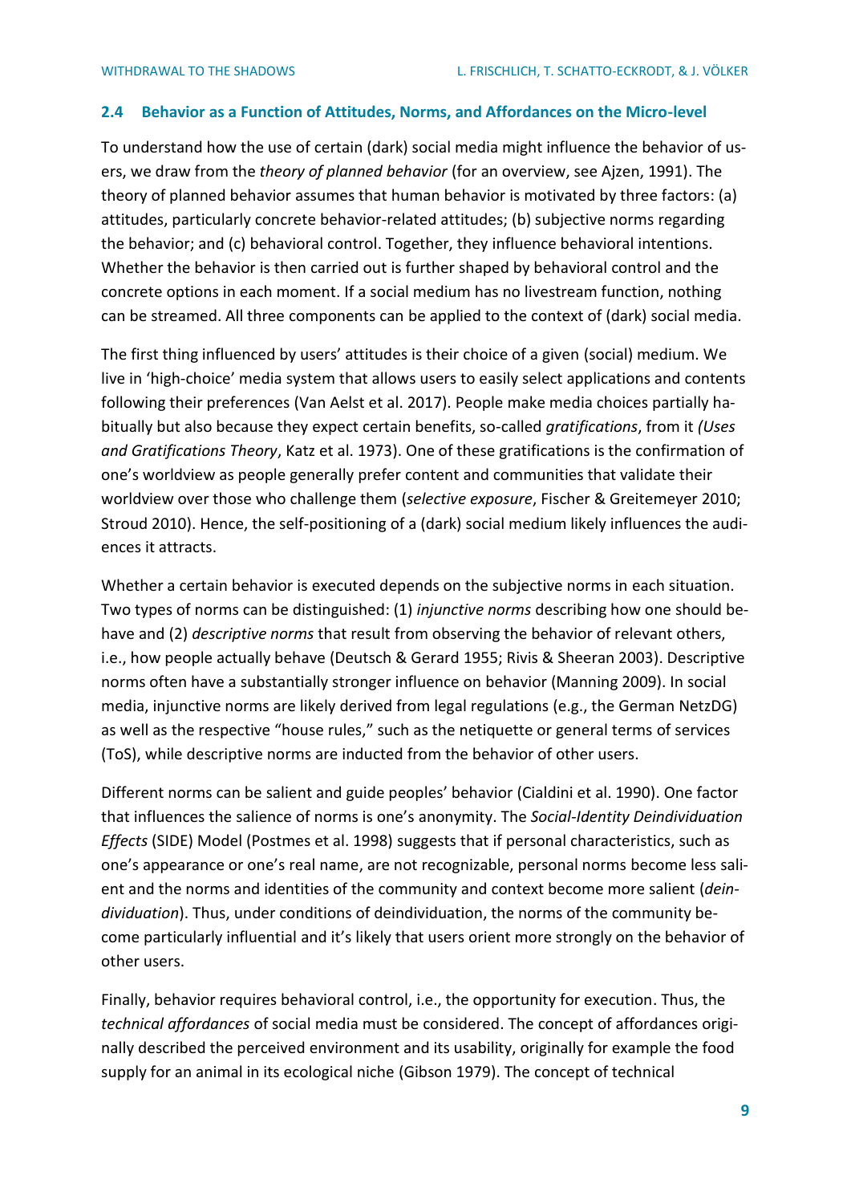### 2.4 Behavior as a Function of Attitudes, Norms, and Affordances on the Micro-level

To understand how the use of certain (dark) social media might influence the behavior of users, we draw from the *theory of planned behavior* (for an overview, see Ajzen, 1991). The theory of planned behavior assumes that human behavior is motivated by three factors: (a) attitudes, particularly concrete behavior-related attitudes; (b) subjective norms regarding the behavior; and (c) behavioral control. Together, they influence behavioral intentions. Whether the behavior is then carried out is further shaped by behavioral control and the concrete options in each moment. If a social medium has no livestream function, nothing can be streamed. All three components can be applied to the context of (dark) social media.

The first thing influenced by users' attitudes is their choice of a given (social) medium. We live in 'high-choice' media system that allows users to easily select applications and contents following their preferences (Van Aelst et al. 2017). People make media choices partially habitually but also because they expect certain benefits, so-called *gratifications*, from it *(Uses and Gratifications Theory*, Katz et al. 1973). One of these gratifications is the confirmation of one's worldview as people generally prefer content and communities that validate their worldview over those who challenge them (*selective exposure*, Fischer & Greitemeyer 2010; Stroud 2010). Hence, the self-positioning of a (dark) social medium likely influences the audiences it attracts.

Whether a certain behavior is executed depends on the subjective norms in each situation. Two types of norms can be distinguished: (1) *injunctive norms* describing how one should behave and (2) *descriptive norms* that result from observing the behavior of relevant others, i.e., how people actually behave (Deutsch & Gerard 1955; Rivis & Sheeran 2003). Descriptive norms often have a substantially stronger influence on behavior (Manning 2009). In social media, injunctive norms are likely derived from legal regulations (e.g., the German NetzDG) as well as the respective "house rules," such as the netiquette or general terms of services (ToS), while descriptive norms are inducted from the behavior of other users.

Different norms can be salient and guide peoples' behavior (Cialdini et al. 1990). One factor that influences the salience of norms is one's anonymity. The *Social-Identity Deindividuation Effects* (SIDE) Model (Postmes et al. 1998) suggests that if personal characteristics, such as one's appearance or one's real name, are not recognizable, personal norms become less salient and the norms and identities of the community and context become more salient (*deindividuation*). Thus, under conditions of deindividuation, the norms of the community become particularly influential and it's likely that users orient more strongly on the behavior of other users.

Finally, behavior requires behavioral control, i.e., the opportunity for execution. Thus, the *technical affordances* of social media must be considered. The concept of affordances originally described the perceived environment and its usability, originally for example the food supply for an animal in its ecological niche (Gibson 1979). The concept of technical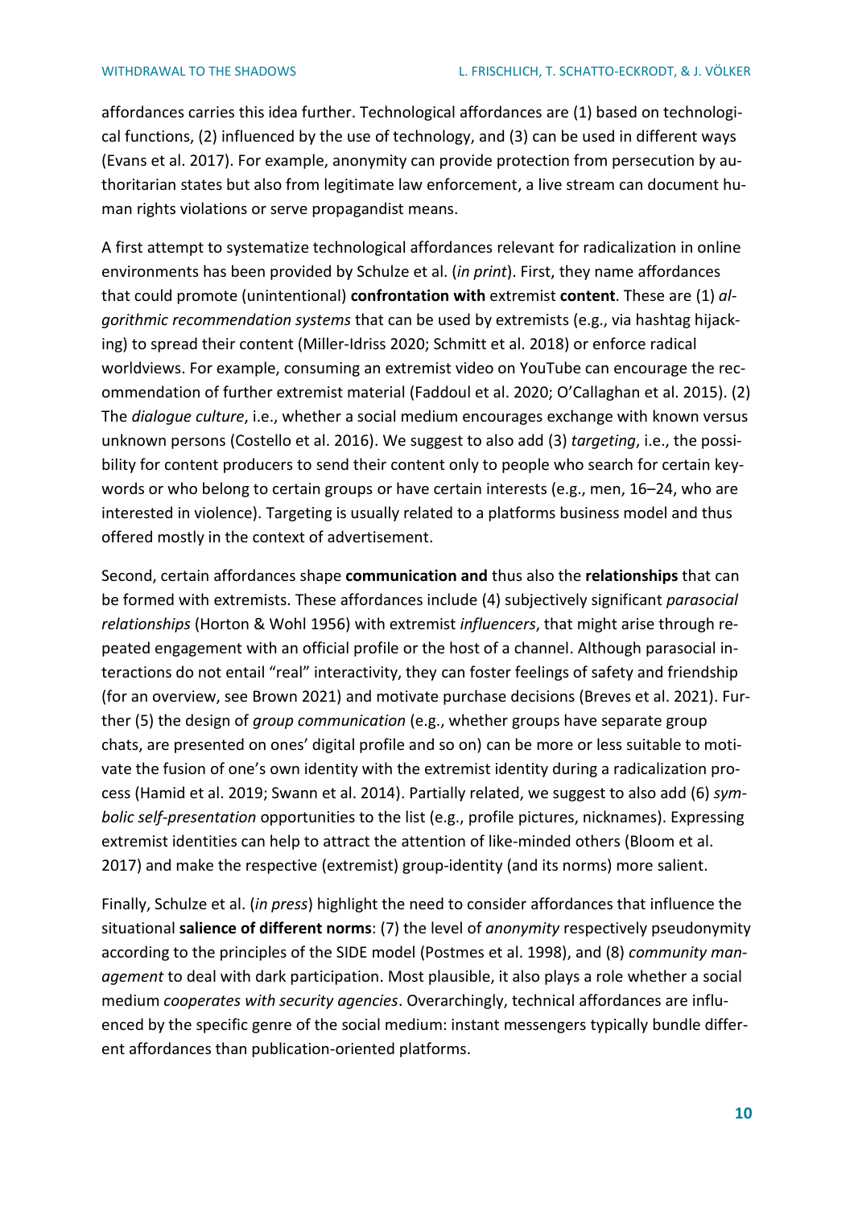affordances carries this idea further. Technological affordances are (1) based on technological functions, (2) influenced by the use of technology, and (3) can be used in different ways (Evans et al. 2017). For example, anonymity can provide protection from persecution by authoritarian states but also from legitimate law enforcement, a live stream can document human rights violations or serve propagandist means.

A first attempt to systematize technological affordances relevant for radicalization in online environments has been provided by Schulze et al. (*in print*). First, they name affordances that could promote (unintentional) **confrontation with** extremist **content**. These are (1) *algorithmic recommendation systems* that can be used by extremists (e.g., via hashtag hijacking) to spread their content (Miller-Idriss 2020; Schmitt et al. 2018) or enforce radical worldviews. For example, consuming an extremist video on YouTube can encourage the recommendation of further extremist material (Faddoul et al. 2020; O'Callaghan et al. 2015). (2) The *dialogue culture*, i.e., whether a social medium encourages exchange with known versus unknown persons (Costello et al. 2016). We suggest to also add (3) *targeting*, i.e., the possibility for content producers to send their content only to people who search for certain keywords or who belong to certain groups or have certain interests (e.g., men, 16–24, who are interested in violence). Targeting is usually related to a platforms business model and thus offered mostly in the context of advertisement.

Second, certain affordances shape **communication and** thus also the **relationships** that can be formed with extremists. These affordances include (4) subjectively significant *parasocial relationships* (Horton & Wohl 1956) with extremist *influencers*, that might arise through repeated engagement with an official profile or the host of a channel. Although parasocial interactions do not entail "real" interactivity, they can foster feelings of safety and friendship (for an overview, see Brown 2021) and motivate purchase decisions (Breves et al. 2021). Further (5) the design of *group communication* (e.g., whether groups have separate group chats, are presented on ones' digital profile and so on) can be more or less suitable to motivate the fusion of one's own identity with the extremist identity during a radicalization process (Hamid et al. 2019; Swann et al. 2014). Partially related, we suggest to also add (6) *symbolic self-presentation* opportunities to the list (e.g., profile pictures, nicknames). Expressing extremist identities can help to attract the attention of like-minded others (Bloom et al. 2017) and make the respective (extremist) group-identity (and its norms) more salient.

Finally, Schulze et al. (*in press*) highlight the need to consider affordances that influence the situational **salience of different norms**: (7) the level of *anonymity* respectively pseudonymity according to the principles of the SIDE model (Postmes et al. 1998), and (8) *community management* to deal with dark participation. Most plausible, it also plays a role whether a social medium *cooperates with security agencies*. Overarchingly, technical affordances are influenced by the specific genre of the social medium: instant messengers typically bundle different affordances than publication-oriented platforms.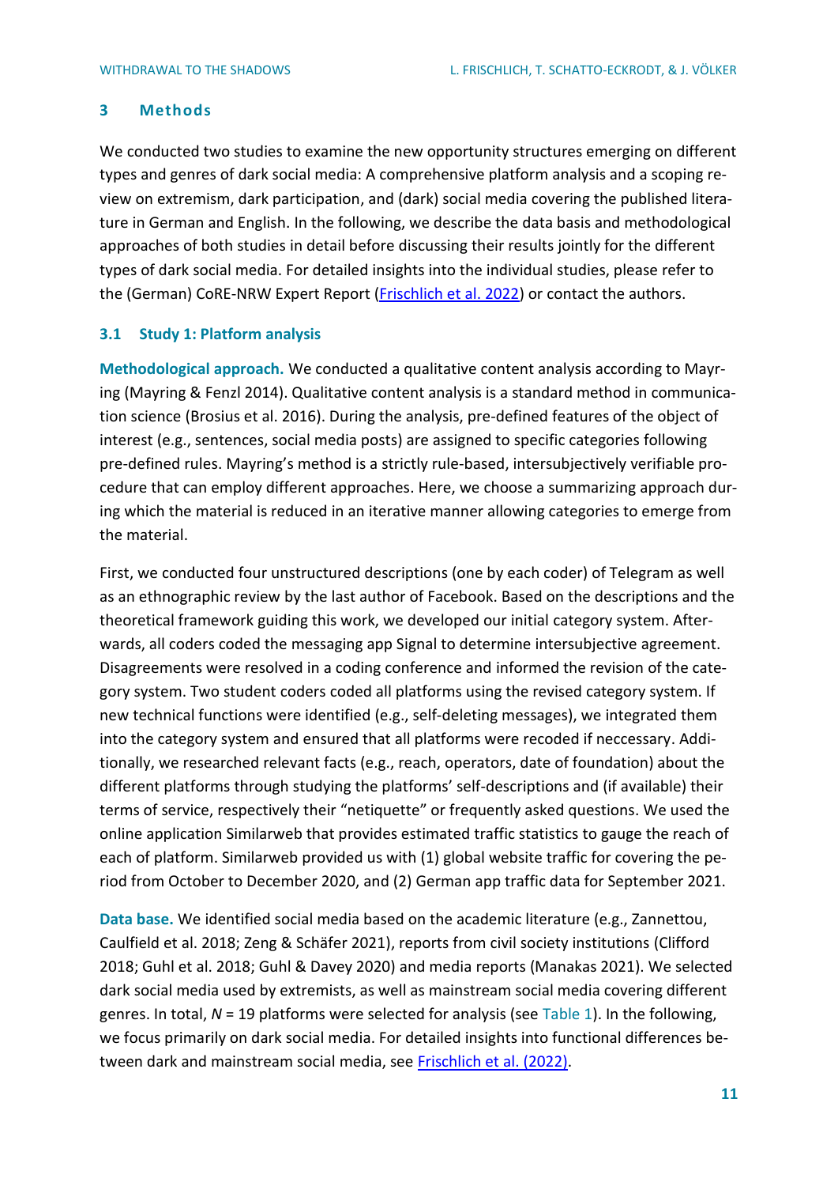## 3 Methods

We conducted two studies to examine the new opportunity structures emerging on different types and genres of dark social media: A comprehensive platform analysis and a scoping review on extremism, dark participation, and (dark) social media covering the published literature in German and English. In the following, we describe the data basis and methodological approaches of both studies in detail before discussing their results jointly for the different types of dark social media. For detailed insights into the individual studies, please refer to the (German) CoRE-NRW Expert Report (Frischlich et al. 2022) or contact the authors.

### 3.1 Study 1: Platform analysis

**Methodological approach.** We conducted a qualitative content analysis according to Mayring (Mayring & Fenzl 2014). Qualitative content analysis is a standard method in communication science (Brosius et al. 2016). During the analysis, pre-defined features of the object of interest (e.g., sentences, social media posts) are assigned to specific categories following pre-defined rules. Mayring's method is a strictly rule-based, intersubjectively verifiable procedure that can employ different approaches. Here, we choose a summarizing approach during which the material is reduced in an iterative manner allowing categories to emerge from the material.

First, we conducted four unstructured descriptions (one by each coder) of Telegram as well as an ethnographic review by the last author of Facebook. Based on the descriptions and the theoretical framework guiding this work, we developed our initial category system. Afterwards, all coders coded the messaging app Signal to determine intersubjective agreement. Disagreements were resolved in a coding conference and informed the revision of the category system. Two student coders coded all platforms using the revised category system. If new technical functions were identified (e.g., self-deleting messages), we integrated them into the category system and ensured that all platforms were recoded if neccessary. Additionally, we researched relevant facts (e.g., reach, operators, date of foundation) about the different platforms through studying the platforms' self-descriptions and (if available) their terms of service, respectively their "netiquette" or frequently asked questions. We used the online application Similarweb that provides estimated traffic statistics to gauge the reach of each of platform. Similarweb provided us with (1) global website traffic for covering the period from October to December 2020, and (2) German app traffic data for September 2021.

**Data base.** We identified social media based on the academic literature (e.g., Zannettou, Caulfield et al. 2018; Zeng & Schäfer 2021), reports from civil society institutions (Clifford 2018; Guhl et al. 2018; Guhl & Davey 2020) and media reports (Manakas 2021). We selected dark social media used by extremists, as well as mainstream social media covering different genres. In total, $N$ = 19 platforms were selected for analysis (see Table 1). In the following, we focus primarily on dark social media. For detailed insights into functional differences between dark and mainstream social media, see Frischlich et al. (2022).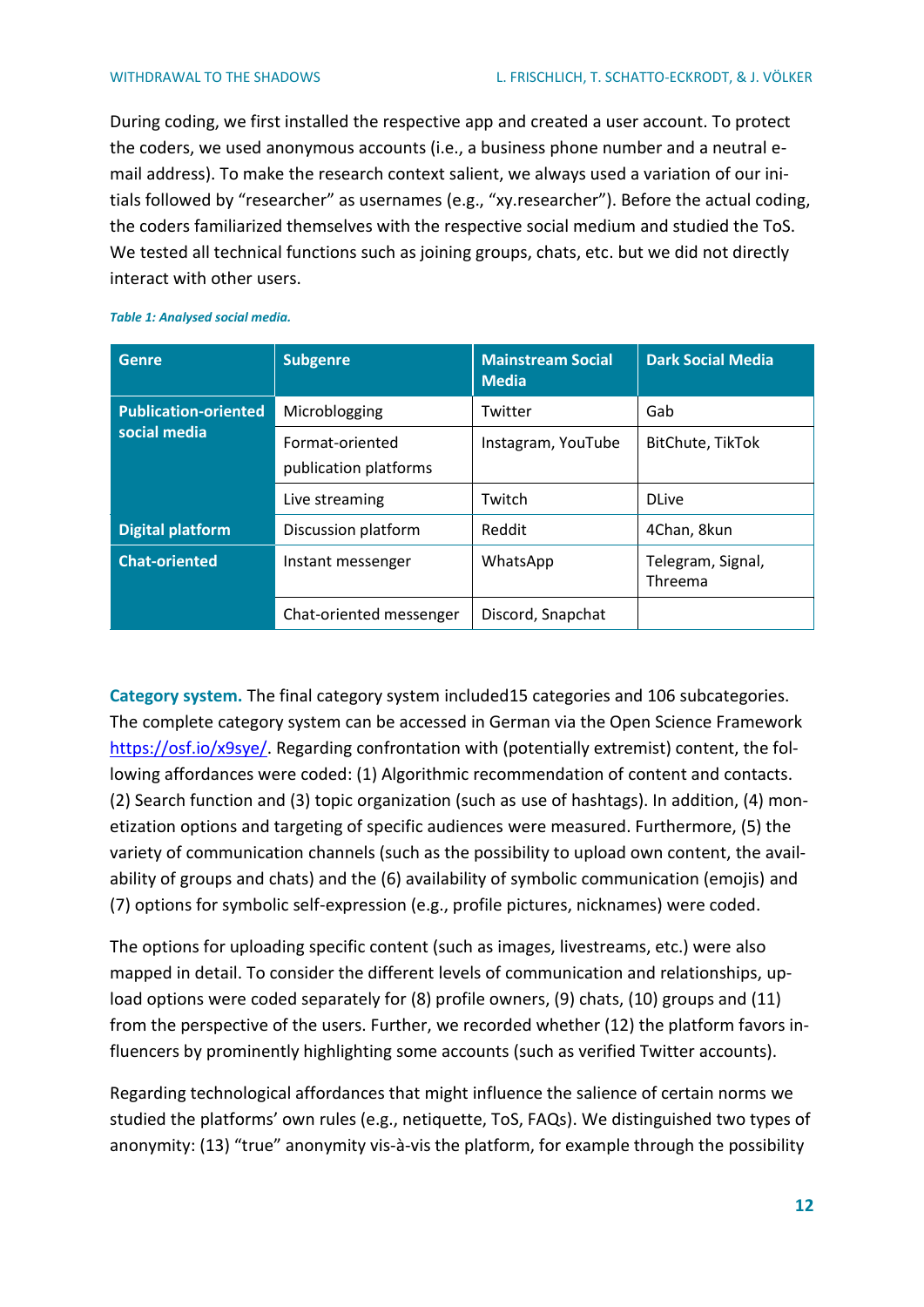During coding, we first installed the respective app and created a user account. To protect the coders, we used anonymous accounts (i.e., a business phone number and a neutral e-mail address). To make the research context salient, we always used a variation of our initials followed by "researcher" as usernames (e.g., "xy.researcher"). Before the actual coding, the coders familiarized themselves with the respective social medium and studied the ToS. We tested all technical functions such as joining groups, chats, etc. but we did not directly interact with other users.

*Table 1: Analysed social media.*

| Genre | Subgenre | Mainstream Social Media | Dark Social Media |
|---|---|---|---|
| **Publication-oriented social media** | Microblogging | Twitter | Gab |
| | Format-oriented publication platforms | Instagram, YouTube | BitChute, TikTok |
| | Live streaming | Twitch | DLive |
| **Digital platform** | Discussion platform | Reddit | 4Chan, 8kun |
| **Chat-oriented** | Instant messenger | WhatsApp | Telegram, Signal, Threema |
| | Chat-oriented messenger | Discord, Snapchat | |

**Category system.** The final category system included15 categories and 106 subcategories. The complete category system can be accessed in German via the Open Science Framework https://osf.io/x9sye/. Regarding confrontation with (potentially extremist) content, the following affordances were coded: (1) Algorithmic recommendation of content and contacts. (2) Search function and (3) topic organization (such as use of hashtags). In addition, (4) monetization options and targeting of specific audiences were measured. Furthermore, (5) the variety of communication channels (such as the possibility to upload own content, the availability of groups and chats) and the (6) availability of symbolic communication (emojis) and (7) options for symbolic self-expression (e.g., profile pictures, nicknames) were coded.

The options for uploading specific content (such as images, livestreams, etc.) were also mapped in detail. To consider the different levels of communication and relationships, upload options were coded separately for (8) profile owners, (9) chats, (10) groups and (11) from the perspective of the users. Further, we recorded whether (12) the platform favors influencers by prominently highlighting some accounts (such as verified Twitter accounts).

Regarding technological affordances that might influence the salience of certain norms we studied the platforms' own rules (e.g., netiquette, ToS, FAQs). We distinguished two types of anonymity: (13) "true" anonymity vis-à-vis the platform, for example through the possibility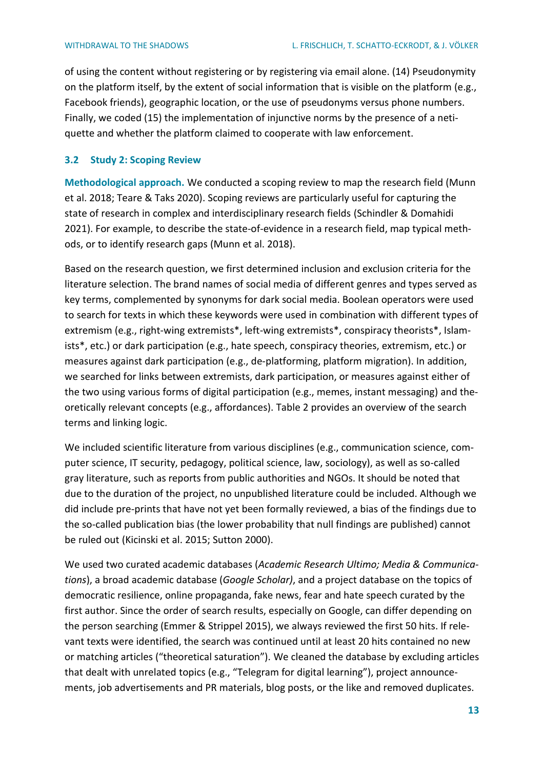of using the content without registering or by registering via email alone. (14) Pseudonymity on the platform itself, by the extent of social information that is visible on the platform (e.g., Facebook friends), geographic location, or the use of pseudonyms versus phone numbers. Finally, we coded (15) the implementation of injunctive norms by the presence of a netiquette and whether the platform claimed to cooperate with law enforcement.

### 3.2 Study 2: Scoping Review

**Methodological approach.** We conducted a scoping review to map the research field (Munn et al. 2018; Teare & Taks 2020). Scoping reviews are particularly useful for capturing the state of research in complex and interdisciplinary research fields (Schindler & Domahidi 2021). For example, to describe the state-of-evidence in a research field, map typical methods, or to identify research gaps (Munn et al. 2018).

Based on the research question, we first determined inclusion and exclusion criteria for the literature selection. The brand names of social media of different genres and types served as key terms, complemented by synonyms for dark social media. Boolean operators were used to search for texts in which these keywords were used in combination with different types of extremism (e.g., right-wing extremists*, left-wing extremists*, conspiracy theorists*, Islamists*, etc.) or dark participation (e.g., hate speech, conspiracy theories, extremism, etc.) or measures against dark participation (e.g., de-platforming, platform migration). In addition, we searched for links between extremists, dark participation, or measures against either of the two using various forms of digital participation (e.g., memes, instant messaging) and theoretically relevant concepts (e.g., affordances). Table 2 provides an overview of the search terms and linking logic.

We included scientific literature from various disciplines (e.g., communication science, computer science, IT security, pedagogy, political science, law, sociology), as well as so-called gray literature, such as reports from public authorities and NGOs. It should be noted that due to the duration of the project, no unpublished literature could be included. Although we did include pre-prints that have not yet been formally reviewed, a bias of the findings due to the so-called publication bias (the lower probability that null findings are published) cannot be ruled out (Kicinski et al. 2015; Sutton 2000).

We used two curated academic databases (*Academic Research Ultimo; Media & Communications*), a broad academic database (*Google Scholar)*, and a project database on the topics of democratic resilience, online propaganda, fake news, fear and hate speech curated by the first author. Since the order of search results, especially on Google, can differ depending on the person searching (Emmer & Strippel 2015), we always reviewed the first 50 hits. If relevant texts were identified, the search was continued until at least 20 hits contained no new or matching articles ("theoretical saturation"). We cleaned the database by excluding articles that dealt with unrelated topics (e.g., "Telegram for digital learning"), project announcements, job advertisements and PR materials, blog posts, or the like and removed duplicates.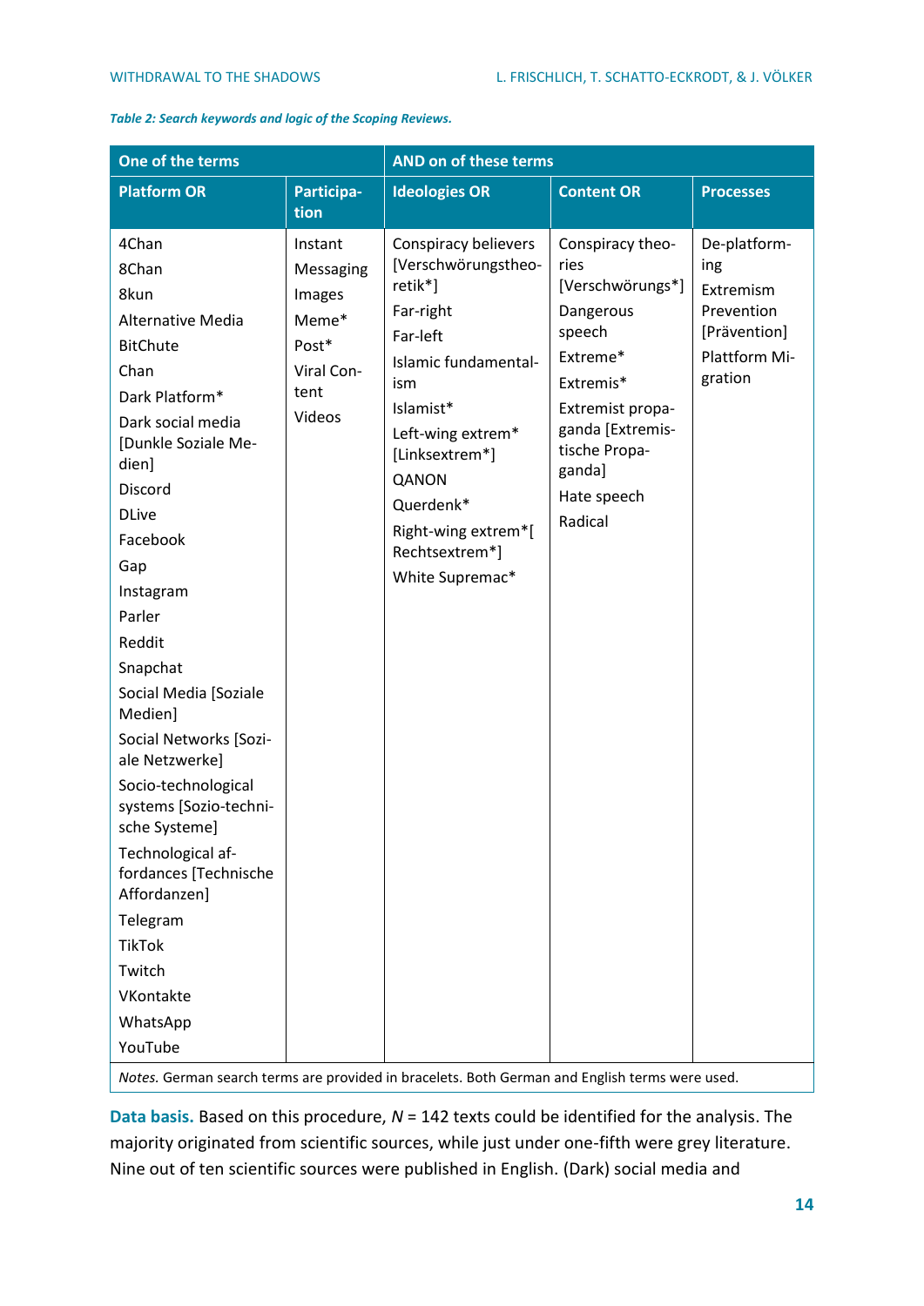*Table 2: Search keywords and logic of the Scoping Reviews.*

| One of the terms | | AND on of these terms | | |
|---|---|---|---|---|
| **Platform OR** | **Participation** | **Ideologies OR** | **Content OR** | **Processes** |
| 4Chan<br>8Chan<br>8kun<br>Alternative Media<br>BitChute<br>Chan<br>Dark Platform*<br>Dark social media [Dunkle Soziale Medien]<br>Discord<br>DLive<br>Facebook<br>Gap<br>Instagram<br>Parler<br>Reddit<br>Snapchat<br>Social Media [Soziale Medien]<br>Social Networks [Soziale Netzwerke]<br>Socio-technological systems [Sozio-technische Systeme]<br>Technological affordances [Technische Affordanzen]<br>Telegram<br>TikTok<br>Twitch<br>VKontakte<br>WhatsApp<br>YouTube | Instant Messaging<br>Images<br>Meme*<br>Post*<br>Viral Content<br>Videos | Conspiracy believers [Verschwörungstheoretik*]<br>Far-right<br>Far-left<br>Islamic fundamentalism<br>Islamist*<br>Left-wing extrem* [Linksextrem*]<br>QANON<br>Querdenk*<br>Right-wing extrem*[ Rechtsextrem*]<br>White Supremac* | Conspiracy theories [Verschwörungs*]<br>Dangerous speech<br>Extreme*<br>Extremis*<br>Extremist propaganda [Extremistische Propaganda]<br>Hate speech<br>Radical | De-platforming<br>Extremism Prevention [Prävention]<br>Plattform Migration |

*Notes.* German search terms are provided in bracelets. Both German and English terms were used.

**Data basis.** Based on this procedure, $N$ = 142 texts could be identified for the analysis. The majority originated from scientific sources, while just under one-fifth were grey literature. Nine out of ten scientific sources were published in English. (Dark) social media and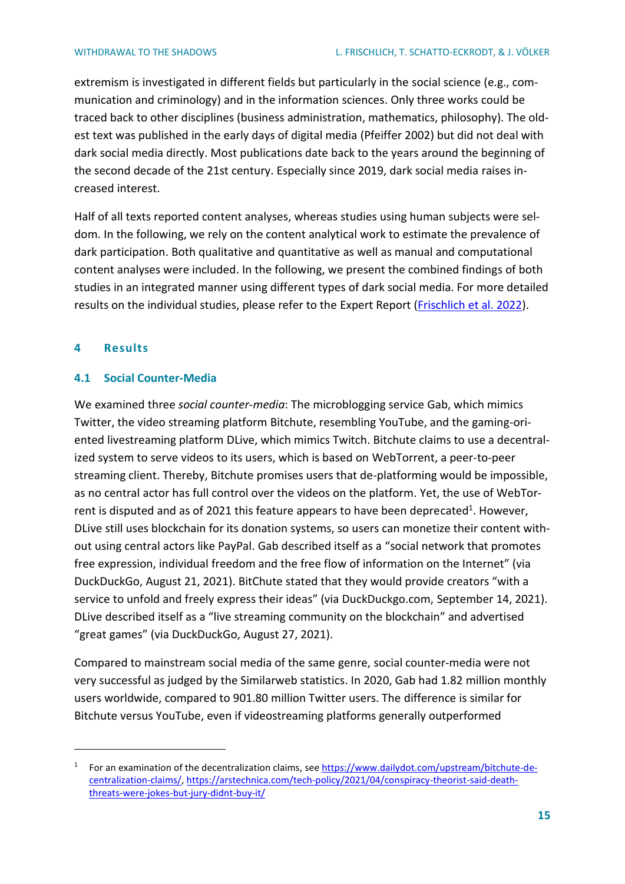extremism is investigated in different fields but particularly in the social science (e.g., communication and criminology) and in the information sciences. Only three works could be traced back to other disciplines (business administration, mathematics, philosophy). The oldest text was published in the early days of digital media (Pfeiffer 2002) but did not deal with dark social media directly. Most publications date back to the years around the beginning of the second decade of the 21st century. Especially since 2019, dark social media raises increased interest.

Half of all texts reported content analyses, whereas studies using human subjects were seldom. In the following, we rely on the content analytical work to estimate the prevalence of dark participation. Both qualitative and quantitative as well as manual and computational content analyses were included. In the following, we present the combined findings of both studies in an integrated manner using different types of dark social media. For more detailed results on the individual studies, please refer to the Expert Report (Frischlich et al. 2022).

## 4 Results

### 4.1 Social Counter-Media

We examined three *social counter-media*: The microblogging service Gab, which mimics Twitter, the video streaming platform Bitchute, resembling YouTube, and the gaming-oriented livestreaming platform DLive, which mimics Twitch. Bitchute claims to use a decentralized system to serve videos to its users, which is based on WebTorrent, a peer-to-peer streaming client. Thereby, Bitchute promises users that de-platforming would be impossible, as no central actor has full control over the videos on the platform. Yet, the use of WebTorrent is disputed and as of 2021 this feature appears to have been deprecated[1]. However, DLive still uses blockchain for its donation systems, so users can monetize their content without using central actors like PayPal. Gab described itself as a "social network that promotes free expression, individual freedom and the free flow of information on the Internet" (via DuckDuckGo, August 21, 2021). BitChute stated that they would provide creators "with a service to unfold and freely express their ideas" (via DuckDuckgo.com, September 14, 2021). DLive described itself as a "live streaming community on the blockchain" and advertised "great games" (via DuckDuckGo, August 27, 2021).

Compared to mainstream social media of the same genre, social counter-media were not very successful as judged by the Similarweb statistics. In 2020, Gab had 1.82 million monthly users worldwide, compared to 901.80 million Twitter users. The difference is similar for Bitchute versus YouTube, even if videostreaming platforms generally outperformed

[1] For an examination of the decentralization claims, see https://www.dailydot.com/upstream/bitchute-decentralization-claims/, https://arstechnica.com/tech-policy/2021/04/conspiracy-theorist-said-death-threats-were-jokes-but-jury-didnt-buy-it/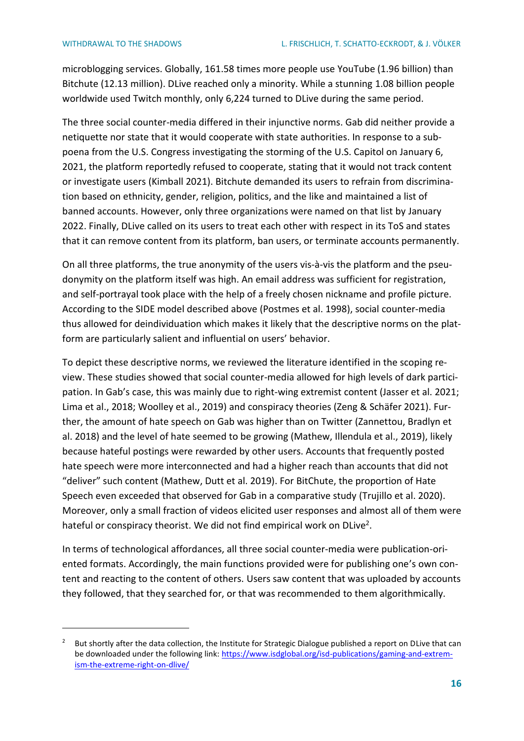microblogging services. Globally, 161.58 times more people use YouTube (1.96 billion) than Bitchute (12.13 million). DLive reached only a minority. While a stunning 1.08 billion people worldwide used Twitch monthly, only 6,224 turned to DLive during the same period.

The three social counter-media differed in their injunctive norms. Gab did neither provide a netiquette nor state that it would cooperate with state authorities. In response to a subpoena from the U.S. Congress investigating the storming of the U.S. Capitol on January 6, 2021, the platform reportedly refused to cooperate, stating that it would not track content or investigate users (Kimball 2021). Bitchute demanded its users to refrain from discrimination based on ethnicity, gender, religion, politics, and the like and maintained a list of banned accounts. However, only three organizations were named on that list by January 2022. Finally, DLive called on its users to treat each other with respect in its ToS and states that it can remove content from its platform, ban users, or terminate accounts permanently.

On all three platforms, the true anonymity of the users vis-à-vis the platform and the pseudonymity on the platform itself was high. An email address was sufficient for registration, and self-portrayal took place with the help of a freely chosen nickname and profile picture. According to the SIDE model described above (Postmes et al. 1998), social counter-media thus allowed for deindividuation which makes it likely that the descriptive norms on the platform are particularly salient and influential on users' behavior.

To depict these descriptive norms, we reviewed the literature identified in the scoping review. These studies showed that social counter-media allowed for high levels of dark participation. In Gab's case, this was mainly due to right-wing extremist content (Jasser et al. 2021; Lima et al., 2018; Woolley et al., 2019) and conspiracy theories (Zeng & Schäfer 2021). Further, the amount of hate speech on Gab was higher than on Twitter (Zannettou, Bradlyn et al. 2018) and the level of hate seemed to be growing (Mathew, Illendula et al., 2019), likely because hateful postings were rewarded by other users. Accounts that frequently posted hate speech were more interconnected and had a higher reach than accounts that did not "deliver" such content (Mathew, Dutt et al. 2019). For BitChute, the proportion of Hate Speech even exceeded that observed for Gab in a comparative study (Trujillo et al. 2020). Moreover, only a small fraction of videos elicited user responses and almost all of them were hateful or conspiracy theorist. We did not find empirical work on DLive[2].

In terms of technological affordances, all three social counter-media were publication-oriented formats. Accordingly, the main functions provided were for publishing one's own content and reacting to the content of others. Users saw content that was uploaded by accounts they followed, that they searched for, or that was recommended to them algorithmically.

[2] But shortly after the data collection, the Institute for Strategic Dialogue published a report on DLive that can be downloaded under the following link: https://www.isdglobal.org/isd-publications/gaming-and-extremism-the-extreme-right-on-dlive/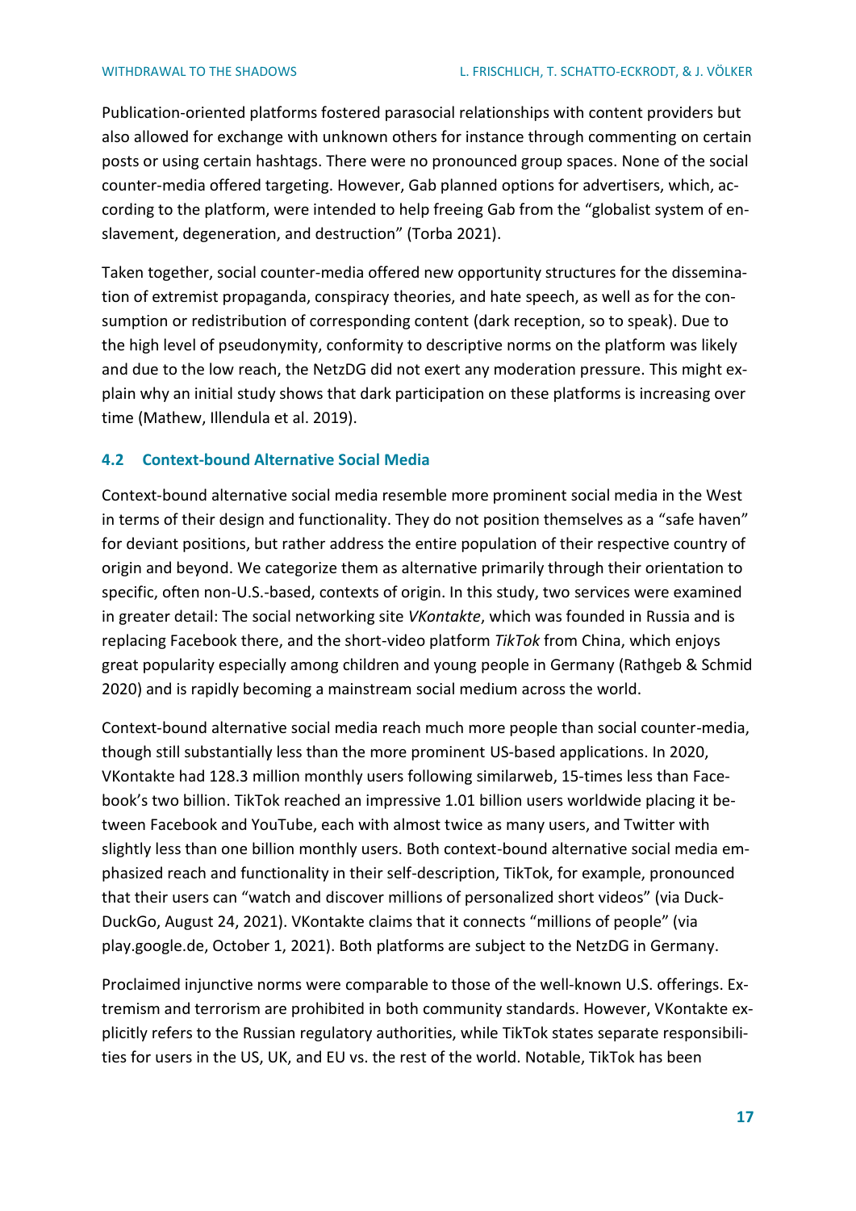Publication-oriented platforms fostered parasocial relationships with content providers but also allowed for exchange with unknown others for instance through commenting on certain posts or using certain hashtags. There were no pronounced group spaces. None of the social counter-media offered targeting. However, Gab planned options for advertisers, which, according to the platform, were intended to help freeing Gab from the "globalist system of enslavement, degeneration, and destruction" (Torba 2021).

Taken together, social counter-media offered new opportunity structures for the dissemination of extremist propaganda, conspiracy theories, and hate speech, as well as for the consumption or redistribution of corresponding content (dark reception, so to speak). Due to the high level of pseudonymity, conformity to descriptive norms on the platform was likely and due to the low reach, the NetzDG did not exert any moderation pressure. This might explain why an initial study shows that dark participation on these platforms is increasing over time (Mathew, Illendula et al. 2019).

### 4.2 Context-bound Alternative Social Media

Context-bound alternative social media resemble more prominent social media in the West in terms of their design and functionality. They do not position themselves as a "safe haven" for deviant positions, but rather address the entire population of their respective country of origin and beyond. We categorize them as alternative primarily through their orientation to specific, often non-U.S.-based, contexts of origin. In this study, two services were examined in greater detail: The social networking site *VKontakte*, which was founded in Russia and is replacing Facebook there, and the short-video platform *TikTok* from China, which enjoys great popularity especially among children and young people in Germany (Rathgeb & Schmid 2020) and is rapidly becoming a mainstream social medium across the world.

Context-bound alternative social media reach much more people than social counter-media, though still substantially less than the more prominent US-based applications. In 2020, VKontakte had 128.3 million monthly users following similarweb, 15-times less than Facebook's two billion. TikTok reached an impressive 1.01 billion users worldwide placing it between Facebook and YouTube, each with almost twice as many users, and Twitter with slightly less than one billion monthly users. Both context-bound alternative social media emphasized reach and functionality in their self-description, TikTok, for example, pronounced that their users can "watch and discover millions of personalized short videos" (via DuckDuckGo, August 24, 2021). VKontakte claims that it connects "millions of people" (via play.google.de, October 1, 2021). Both platforms are subject to the NetzDG in Germany.

Proclaimed injunctive norms were comparable to those of the well-known U.S. offerings. Extremism and terrorism are prohibited in both community standards. However, VKontakte explicitly refers to the Russian regulatory authorities, while TikTok states separate responsibilities for users in the US, UK, and EU vs. the rest of the world. Notable, TikTok has been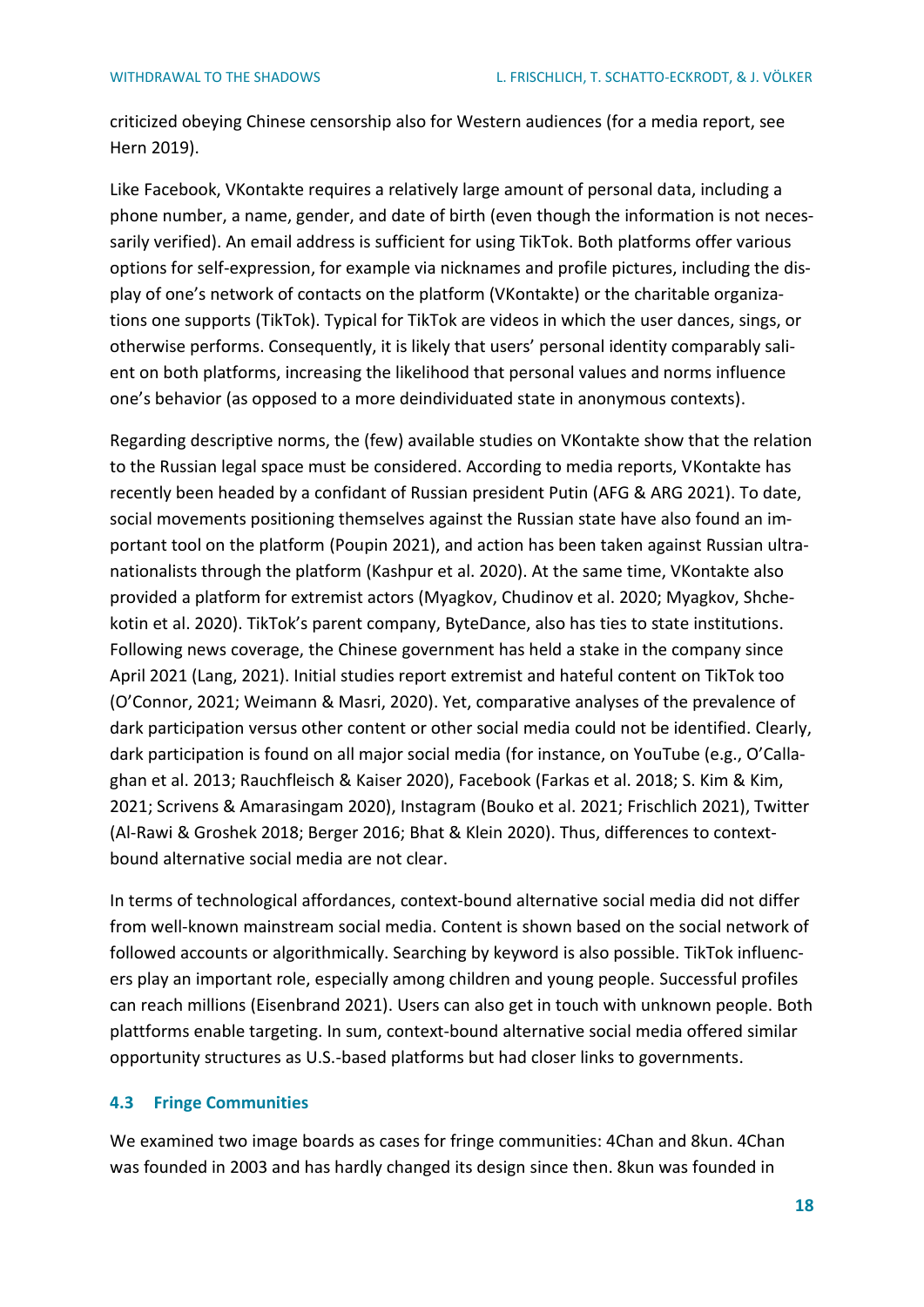criticized obeying Chinese censorship also for Western audiences (for a media report, see Hern 2019).

Like Facebook, VKontakte requires a relatively large amount of personal data, including a phone number, a name, gender, and date of birth (even though the information is not necessarily verified). An email address is sufficient for using TikTok. Both platforms offer various options for self-expression, for example via nicknames and profile pictures, including the display of one's network of contacts on the platform (VKontakte) or the charitable organizations one supports (TikTok). Typical for TikTok are videos in which the user dances, sings, or otherwise performs. Consequently, it is likely that users' personal identity comparably salient on both platforms, increasing the likelihood that personal values and norms influence one's behavior (as opposed to a more deindividuated state in anonymous contexts).

Regarding descriptive norms, the (few) available studies on VKontakte show that the relation to the Russian legal space must be considered. According to media reports, VKontakte has recently been headed by a confidant of Russian president Putin (AFG & ARG 2021). To date, social movements positioning themselves against the Russian state have also found an important tool on the platform (Poupin 2021), and action has been taken against Russian ultranationalists through the platform (Kashpur et al. 2020). At the same time, VKontakte also provided a platform for extremist actors (Myagkov, Chudinov et al. 2020; Myagkov, Shchekotin et al. 2020). TikTok's parent company, ByteDance, also has ties to state institutions. Following news coverage, the Chinese government has held a stake in the company since April 2021 (Lang, 2021). Initial studies report extremist and hateful content on TikTok too (O'Connor, 2021; Weimann & Masri, 2020). Yet, comparative analyses of the prevalence of dark participation versus other content or other social media could not be identified. Clearly, dark participation is found on all major social media (for instance, on YouTube (e.g., O'Callaghan et al. 2013; Rauchfleisch & Kaiser 2020), Facebook (Farkas et al. 2018; S. Kim & Kim, 2021; Scrivens & Amarasingam 2020), Instagram (Bouko et al. 2021; Frischlich 2021), Twitter (Al-Rawi & Groshek 2018; Berger 2016; Bhat & Klein 2020). Thus, differences to context-bound alternative social media are not clear.

In terms of technological affordances, context-bound alternative social media did not differ from well-known mainstream social media. Content is shown based on the social network of followed accounts or algorithmically. Searching by keyword is also possible. TikTok influencers play an important role, especially among children and young people. Successful profiles can reach millions (Eisenbrand 2021). Users can also get in touch with unknown people. Both plattforms enable targeting. In sum, context-bound alternative social media offered similar opportunity structures as U.S.-based platforms but had closer links to governments.

### 4.3 Fringe Communities

We examined two image boards as cases for fringe communities: 4Chan and 8kun. 4Chan was founded in 2003 and has hardly changed its design since then. 8kun was founded in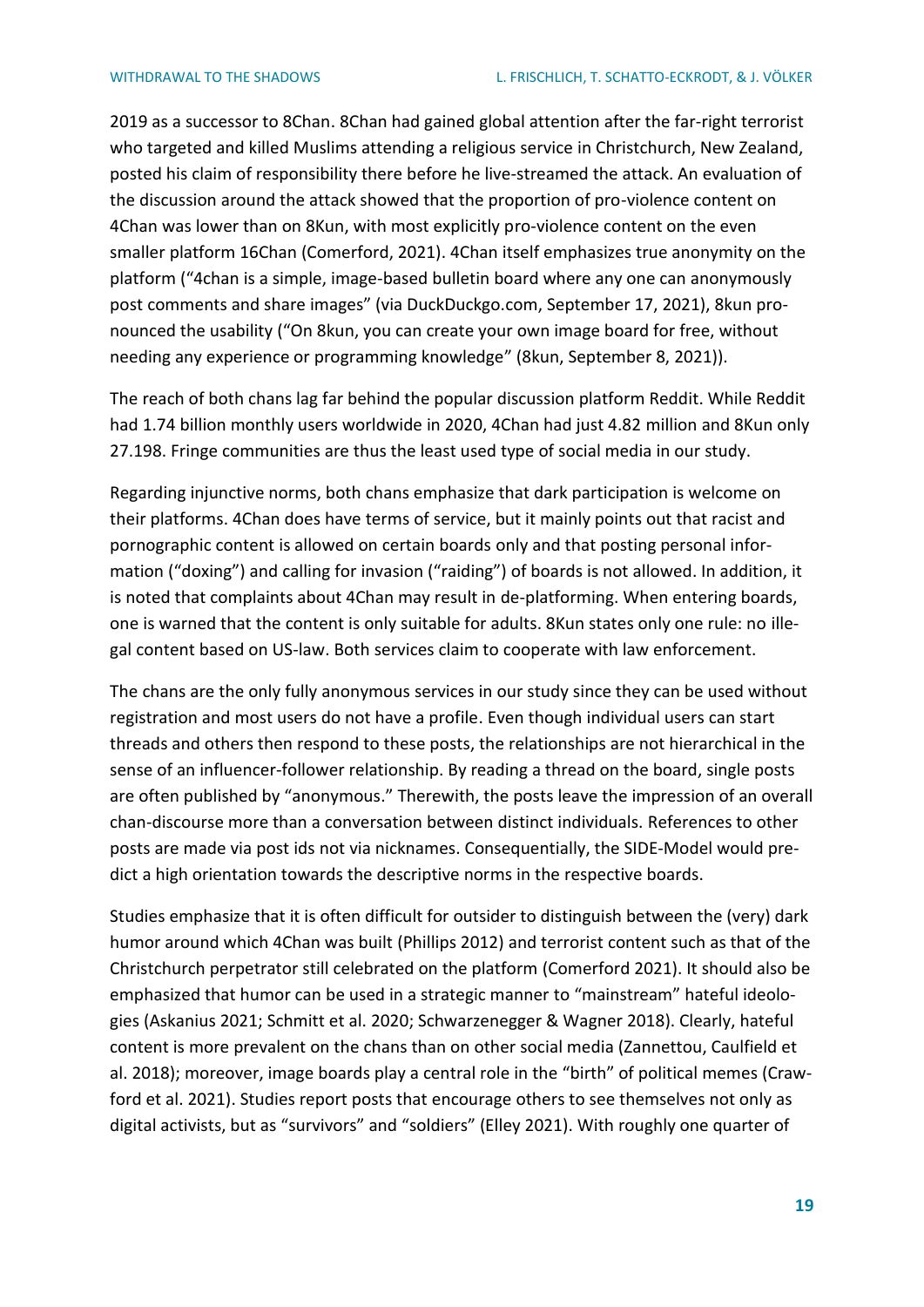2019 as a successor to 8Chan. 8Chan had gained global attention after the far-right terrorist who targeted and killed Muslims attending a religious service in Christchurch, New Zealand, posted his claim of responsibility there before he live-streamed the attack. An evaluation of the discussion around the attack showed that the proportion of pro-violence content on 4Chan was lower than on 8Kun, with most explicitly pro-violence content on the even smaller platform 16Chan (Comerford, 2021). 4Chan itself emphasizes true anonymity on the platform ("4chan is a simple, image-based bulletin board where any one can anonymously post comments and share images" (via DuckDuckgo.com, September 17, 2021), 8kun pronounced the usability ("On 8kun, you can create your own image board for free, without needing any experience or programming knowledge" (8kun, September 8, 2021)).

The reach of both chans lag far behind the popular discussion platform Reddit. While Reddit had 1.74 billion monthly users worldwide in 2020, 4Chan had just 4.82 million and 8Kun only 27.198. Fringe communities are thus the least used type of social media in our study.

Regarding injunctive norms, both chans emphasize that dark participation is welcome on their platforms. 4Chan does have terms of service, but it mainly points out that racist and pornographic content is allowed on certain boards only and that posting personal information ("doxing") and calling for invasion ("raiding") of boards is not allowed. In addition, it is noted that complaints about 4Chan may result in de-platforming. When entering boards, one is warned that the content is only suitable for adults. 8Kun states only one rule: no illegal content based on US-law. Both services claim to cooperate with law enforcement.

The chans are the only fully anonymous services in our study since they can be used without registration and most users do not have a profile. Even though individual users can start threads and others then respond to these posts, the relationships are not hierarchical in the sense of an influencer-follower relationship. By reading a thread on the board, single posts are often published by "anonymous." Therewith, the posts leave the impression of an overall chan-discourse more than a conversation between distinct individuals. References to other posts are made via post ids not via nicknames. Consequentially, the SIDE-Model would predict a high orientation towards the descriptive norms in the respective boards.

Studies emphasize that it is often difficult for outsider to distinguish between the (very) dark humor around which 4Chan was built (Phillips 2012) and terrorist content such as that of the Christchurch perpetrator still celebrated on the platform (Comerford 2021). It should also be emphasized that humor can be used in a strategic manner to "mainstream" hateful ideologies (Askanius 2021; Schmitt et al. 2020; Schwarzenegger & Wagner 2018). Clearly, hateful content is more prevalent on the chans than on other social media (Zannettou, Caulfield et al. 2018); moreover, image boards play a central role in the "birth" of political memes (Crawford et al. 2021). Studies report posts that encourage others to see themselves not only as digital activists, but as "survivors" and "soldiers" (Elley 2021). With roughly one quarter of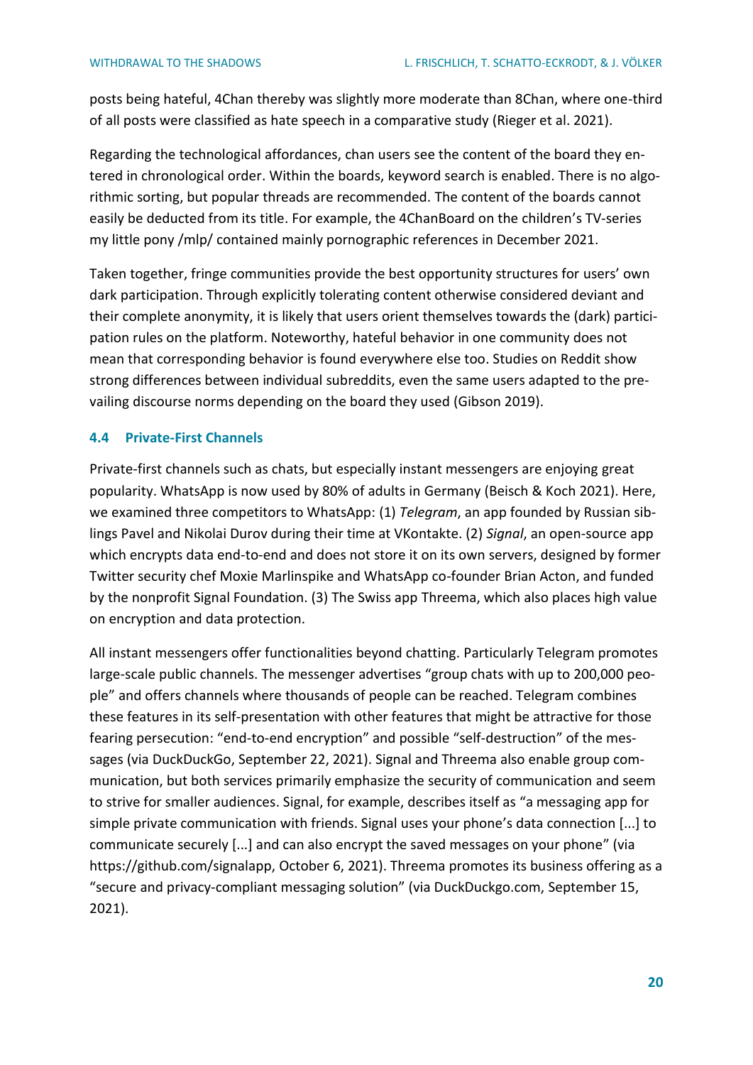posts being hateful, 4Chan thereby was slightly more moderate than 8Chan, where one-third of all posts were classified as hate speech in a comparative study (Rieger et al. 2021).

Regarding the technological affordances, chan users see the content of the board they entered in chronological order. Within the boards, keyword search is enabled. There is no algorithmic sorting, but popular threads are recommended. The content of the boards cannot easily be deducted from its title. For example, the 4ChanBoard on the children's TV-series my little pony /mlp/ contained mainly pornographic references in December 2021.

Taken together, fringe communities provide the best opportunity structures for users' own dark participation. Through explicitly tolerating content otherwise considered deviant and their complete anonymity, it is likely that users orient themselves towards the (dark) participation rules on the platform. Noteworthy, hateful behavior in one community does not mean that corresponding behavior is found everywhere else too. Studies on Reddit show strong differences between individual subreddits, even the same users adapted to the prevailing discourse norms depending on the board they used (Gibson 2019).

### 4.4 Private-First Channels

Private-first channels such as chats, but especially instant messengers are enjoying great popularity. WhatsApp is now used by 80% of adults in Germany (Beisch & Koch 2021). Here, we examined three competitors to WhatsApp: (1) *Telegram*, an app founded by Russian siblings Pavel and Nikolai Durov during their time at VKontakte. (2) *Signal*, an open-source app which encrypts data end-to-end and does not store it on its own servers, designed by former Twitter security chef Moxie Marlinspike and WhatsApp co-founder Brian Acton, and funded by the nonprofit Signal Foundation. (3) The Swiss app Threema, which also places high value on encryption and data protection.

All instant messengers offer functionalities beyond chatting. Particularly Telegram promotes large-scale public channels. The messenger advertises "group chats with up to 200,000 people" and offers channels where thousands of people can be reached. Telegram combines these features in its self-presentation with other features that might be attractive for those fearing persecution: "end-to-end encryption" and possible "self-destruction" of the messages (via DuckDuckGo, September 22, 2021). Signal and Threema also enable group communication, but both services primarily emphasize the security of communication and seem to strive for smaller audiences. Signal, for example, describes itself as "a messaging app for simple private communication with friends. Signal uses your phone's data connection [...] to communicate securely [...] and can also encrypt the saved messages on your phone" (via https://github.com/signalapp, October 6, 2021). Threema promotes its business offering as a "secure and privacy-compliant messaging solution" (via DuckDuckgo.com, September 15, 2021).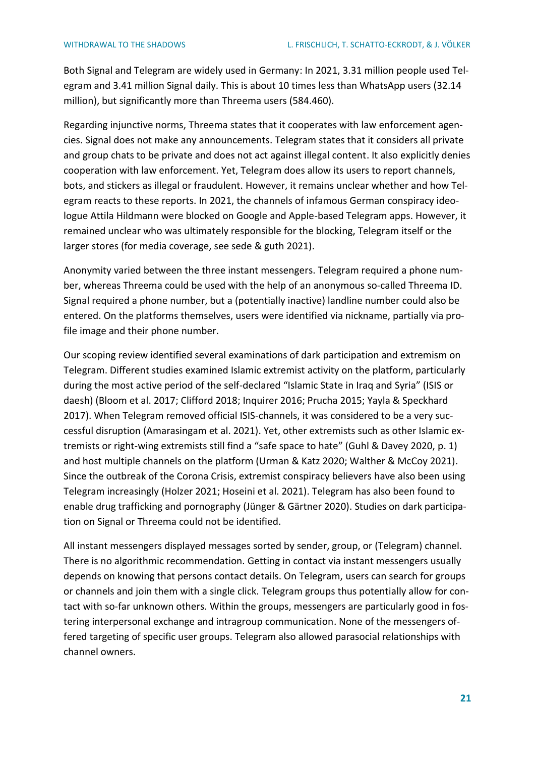Both Signal and Telegram are widely used in Germany: In 2021, 3.31 million people used Telegram and 3.41 million Signal daily. This is about 10 times less than WhatsApp users (32.14 million), but significantly more than Threema users (584.460).

Regarding injunctive norms, Threema states that it cooperates with law enforcement agencies. Signal does not make any announcements. Telegram states that it considers all private and group chats to be private and does not act against illegal content. It also explicitly denies cooperation with law enforcement. Yet, Telegram does allow its users to report channels, bots, and stickers as illegal or fraudulent. However, it remains unclear whether and how Telegram reacts to these reports. In 2021, the channels of infamous German conspiracy ideologue Attila Hildmann were blocked on Google and Apple-based Telegram apps. However, it remained unclear who was ultimately responsible for the blocking, Telegram itself or the larger stores (for media coverage, see sede & guth 2021).

Anonymity varied between the three instant messengers. Telegram required a phone number, whereas Threema could be used with the help of an anonymous so-called Threema ID. Signal required a phone number, but a (potentially inactive) landline number could also be entered. On the platforms themselves, users were identified via nickname, partially via profile image and their phone number.

Our scoping review identified several examinations of dark participation and extremism on Telegram. Different studies examined Islamic extremist activity on the platform, particularly during the most active period of the self-declared "Islamic State in Iraq and Syria" (ISIS or daesh) (Bloom et al. 2017; Clifford 2018; Inquirer 2016; Prucha 2015; Yayla & Speckhard 2017). When Telegram removed official ISIS-channels, it was considered to be a very successful disruption (Amarasingam et al. 2021). Yet, other extremists such as other Islamic extremists or right-wing extremists still find a "safe space to hate" (Guhl & Davey 2020, p. 1) and host multiple channels on the platform (Urman & Katz 2020; Walther & McCoy 2021). Since the outbreak of the Corona Crisis, extremist conspiracy believers have also been using Telegram increasingly (Holzer 2021; Hoseini et al. 2021). Telegram has also been found to enable drug trafficking and pornography (Jünger & Gärtner 2020). Studies on dark participation on Signal or Threema could not be identified.

All instant messengers displayed messages sorted by sender, group, or (Telegram) channel. There is no algorithmic recommendation. Getting in contact via instant messengers usually depends on knowing that persons contact details. On Telegram, users can search for groups or channels and join them with a single click. Telegram groups thus potentially allow for contact with so-far unknown others. Within the groups, messengers are particularly good in fostering interpersonal exchange and intragroup communication. None of the messengers offered targeting of specific user groups. Telegram also allowed parasocial relationships with channel owners.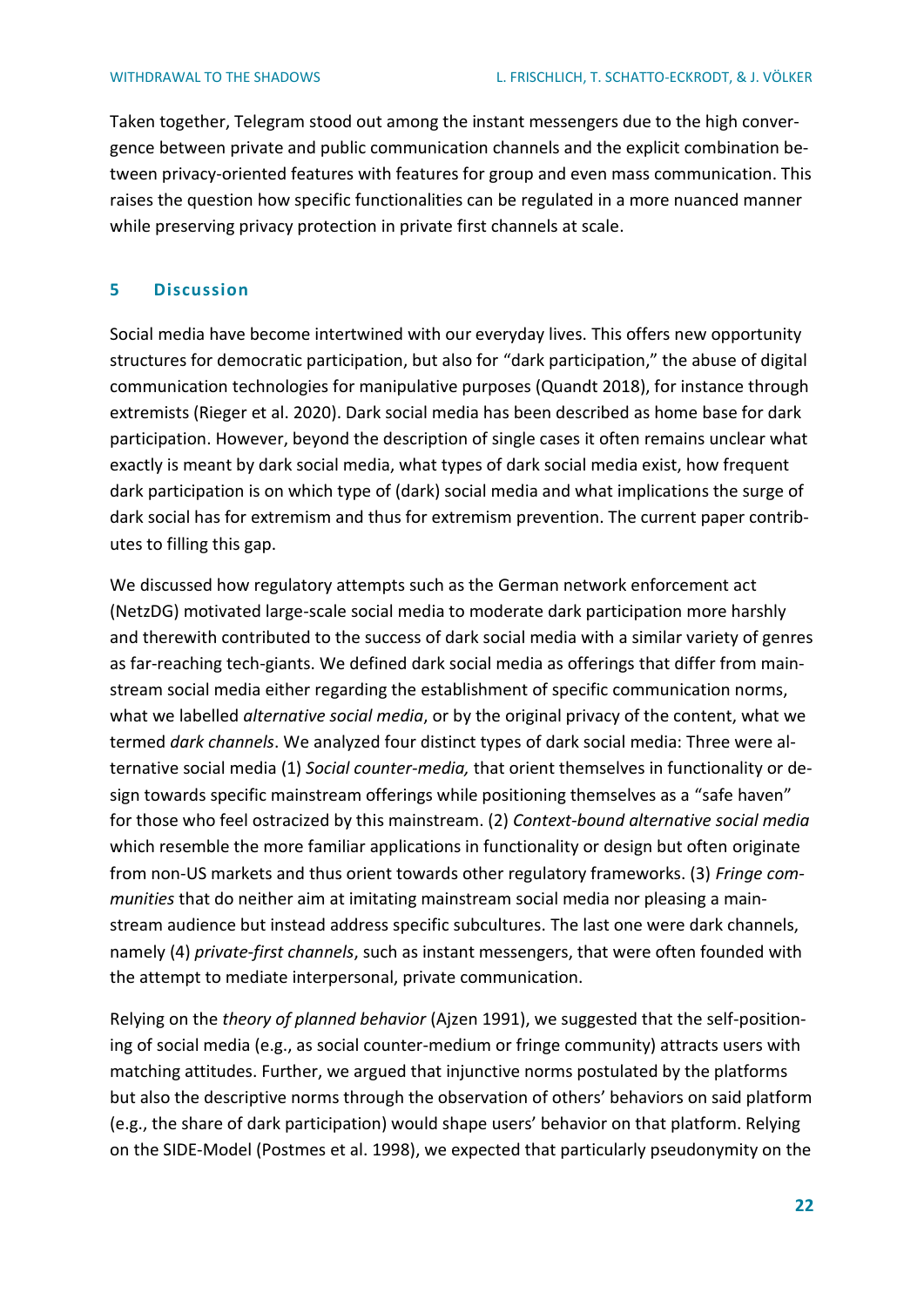Taken together, Telegram stood out among the instant messengers due to the high convergence between private and public communication channels and the explicit combination between privacy-oriented features with features for group and even mass communication. This raises the question how specific functionalities can be regulated in a more nuanced manner while preserving privacy protection in private first channels at scale.

## 5 Discussion

Social media have become intertwined with our everyday lives. This offers new opportunity structures for democratic participation, but also for "dark participation," the abuse of digital communication technologies for manipulative purposes (Quandt 2018), for instance through extremists (Rieger et al. 2020). Dark social media has been described as home base for dark participation. However, beyond the description of single cases it often remains unclear what exactly is meant by dark social media, what types of dark social media exist, how frequent dark participation is on which type of (dark) social media and what implications the surge of dark social has for extremism and thus for extremism prevention. The current paper contributes to filling this gap.

We discussed how regulatory attempts such as the German network enforcement act (NetzDG) motivated large-scale social media to moderate dark participation more harshly and therewith contributed to the success of dark social media with a similar variety of genres as far-reaching tech-giants. We defined dark social media as offerings that differ from mainstream social media either regarding the establishment of specific communication norms, what we labelled *alternative social media*, or by the original privacy of the content, what we termed *dark channels*. We analyzed four distinct types of dark social media: Three were alternative social media (1) *Social counter-media,* that orient themselves in functionality or design towards specific mainstream offerings while positioning themselves as a "safe haven" for those who feel ostracized by this mainstream. (2) *Context-bound alternative social media* which resemble the more familiar applications in functionality or design but often originate from non-US markets and thus orient towards other regulatory frameworks. (3) *Fringe communities* that do neither aim at imitating mainstream social media nor pleasing a mainstream audience but instead address specific subcultures. The last one were dark channels, namely (4) *private-first channels*, such as instant messengers, that were often founded with the attempt to mediate interpersonal, private communication.

Relying on the *theory of planned behavior* (Ajzen 1991), we suggested that the self-positioning of social media (e.g., as social counter-medium or fringe community) attracts users with matching attitudes. Further, we argued that injunctive norms postulated by the platforms but also the descriptive norms through the observation of others' behaviors on said platform (e.g., the share of dark participation) would shape users' behavior on that platform. Relying on the SIDE-Model (Postmes et al. 1998), we expected that particularly pseudonymity on the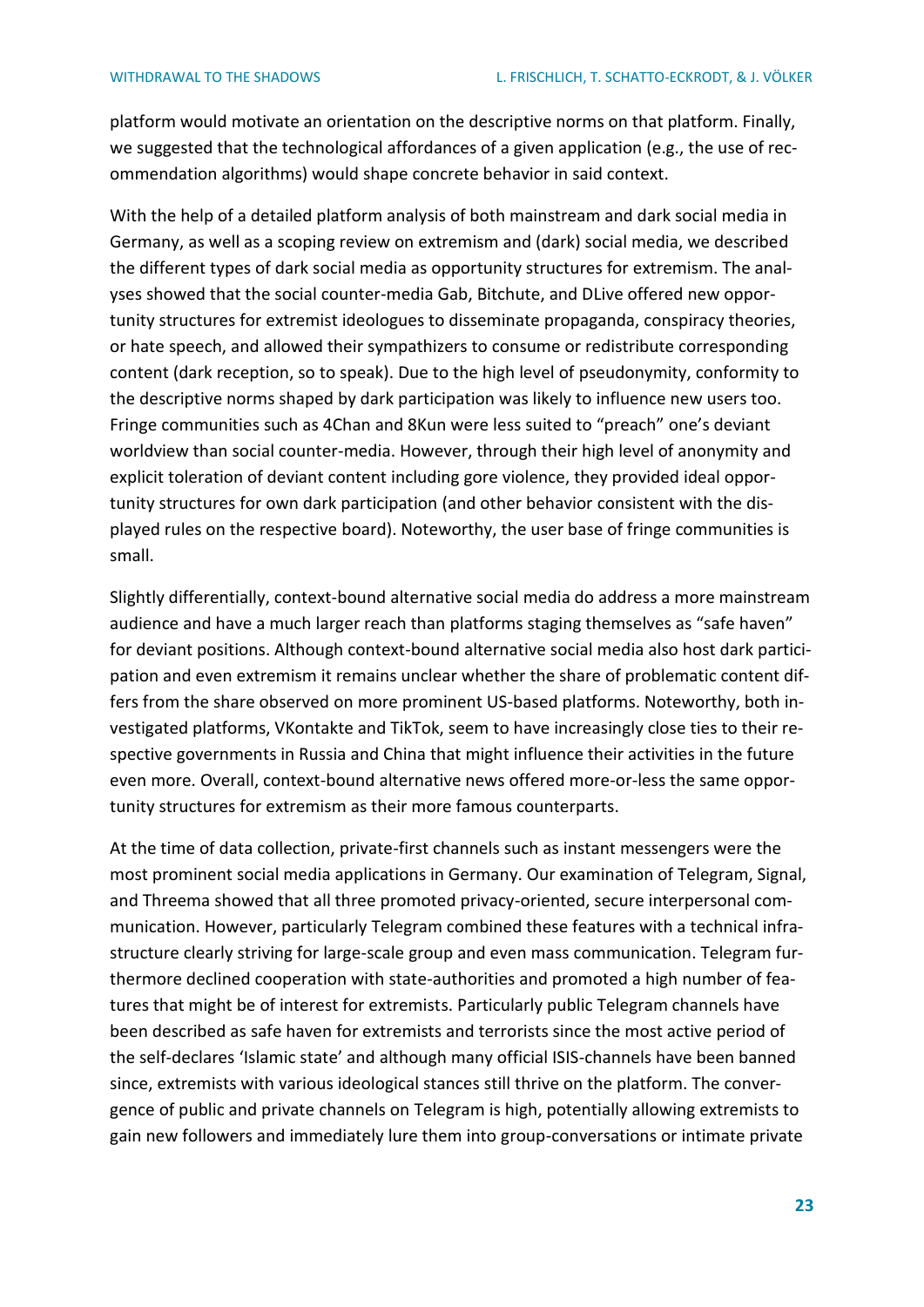platform would motivate an orientation on the descriptive norms on that platform. Finally, we suggested that the technological affordances of a given application (e.g., the use of recommendation algorithms) would shape concrete behavior in said context.

With the help of a detailed platform analysis of both mainstream and dark social media in Germany, as well as a scoping review on extremism and (dark) social media, we described the different types of dark social media as opportunity structures for extremism. The analyses showed that the social counter-media Gab, Bitchute, and DLive offered new opportunity structures for extremist ideologues to disseminate propaganda, conspiracy theories, or hate speech, and allowed their sympathizers to consume or redistribute corresponding content (dark reception, so to speak). Due to the high level of pseudonymity, conformity to the descriptive norms shaped by dark participation was likely to influence new users too. Fringe communities such as 4Chan and 8Kun were less suited to "preach" one's deviant worldview than social counter-media. However, through their high level of anonymity and explicit toleration of deviant content including gore violence, they provided ideal opportunity structures for own dark participation (and other behavior consistent with the displayed rules on the respective board). Noteworthy, the user base of fringe communities is small.

Slightly differentially, context-bound alternative social media do address a more mainstream audience and have a much larger reach than platforms staging themselves as "safe haven" for deviant positions. Although context-bound alternative social media also host dark participation and even extremism it remains unclear whether the share of problematic content differs from the share observed on more prominent US-based platforms. Noteworthy, both investigated platforms, VKontakte and TikTok, seem to have increasingly close ties to their respective governments in Russia and China that might influence their activities in the future even more. Overall, context-bound alternative news offered more-or-less the same opportunity structures for extremism as their more famous counterparts.

At the time of data collection, private-first channels such as instant messengers were the most prominent social media applications in Germany. Our examination of Telegram, Signal, and Threema showed that all three promoted privacy-oriented, secure interpersonal communication. However, particularly Telegram combined these features with a technical infrastructure clearly striving for large-scale group and even mass communication. Telegram furthermore declined cooperation with state-authorities and promoted a high number of features that might be of interest for extremists. Particularly public Telegram channels have been described as safe haven for extremists and terrorists since the most active period of the self-declares 'Islamic state' and although many official ISIS-channels have been banned since, extremists with various ideological stances still thrive on the platform. The convergence of public and private channels on Telegram is high, potentially allowing extremists to gain new followers and immediately lure them into group-conversations or intimate private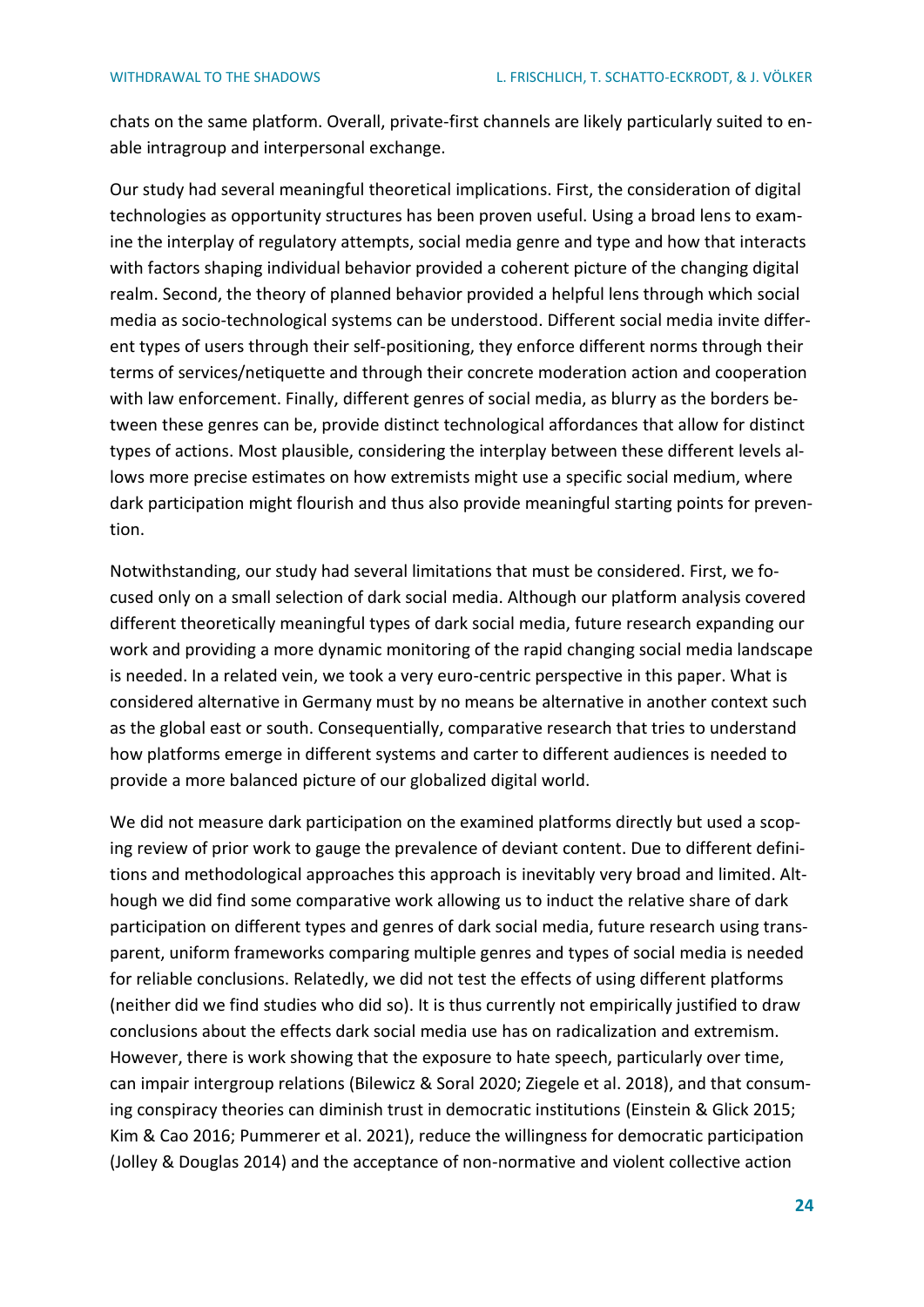chats on the same platform. Overall, private-first channels are likely particularly suited to enable intragroup and interpersonal exchange.

Our study had several meaningful theoretical implications. First, the consideration of digital technologies as opportunity structures has been proven useful. Using a broad lens to examine the interplay of regulatory attempts, social media genre and type and how that interacts with factors shaping individual behavior provided a coherent picture of the changing digital realm. Second, the theory of planned behavior provided a helpful lens through which social media as socio-technological systems can be understood. Different social media invite different types of users through their self-positioning, they enforce different norms through their terms of services/netiquette and through their concrete moderation action and cooperation with law enforcement. Finally, different genres of social media, as blurry as the borders between these genres can be, provide distinct technological affordances that allow for distinct types of actions. Most plausible, considering the interplay between these different levels allows more precise estimates on how extremists might use a specific social medium, where dark participation might flourish and thus also provide meaningful starting points for prevention.

Notwithstanding, our study had several limitations that must be considered. First, we focused only on a small selection of dark social media. Although our platform analysis covered different theoretically meaningful types of dark social media, future research expanding our work and providing a more dynamic monitoring of the rapid changing social media landscape is needed. In a related vein, we took a very euro-centric perspective in this paper. What is considered alternative in Germany must by no means be alternative in another context such as the global east or south. Consequentially, comparative research that tries to understand how platforms emerge in different systems and carter to different audiences is needed to provide a more balanced picture of our globalized digital world.

We did not measure dark participation on the examined platforms directly but used a scoping review of prior work to gauge the prevalence of deviant content. Due to different definitions and methodological approaches this approach is inevitably very broad and limited. Although we did find some comparative work allowing us to induct the relative share of dark participation on different types and genres of dark social media, future research using transparent, uniform frameworks comparing multiple genres and types of social media is needed for reliable conclusions. Relatedly, we did not test the effects of using different platforms (neither did we find studies who did so). It is thus currently not empirically justified to draw conclusions about the effects dark social media use has on radicalization and extremism. However, there is work showing that the exposure to hate speech, particularly over time, can impair intergroup relations (Bilewicz & Soral 2020; Ziegele et al. 2018), and that consuming conspiracy theories can diminish trust in democratic institutions (Einstein & Glick 2015; Kim & Cao 2016; Pummerer et al. 2021), reduce the willingness for democratic participation (Jolley & Douglas 2014) and the acceptance of non-normative and violent collective action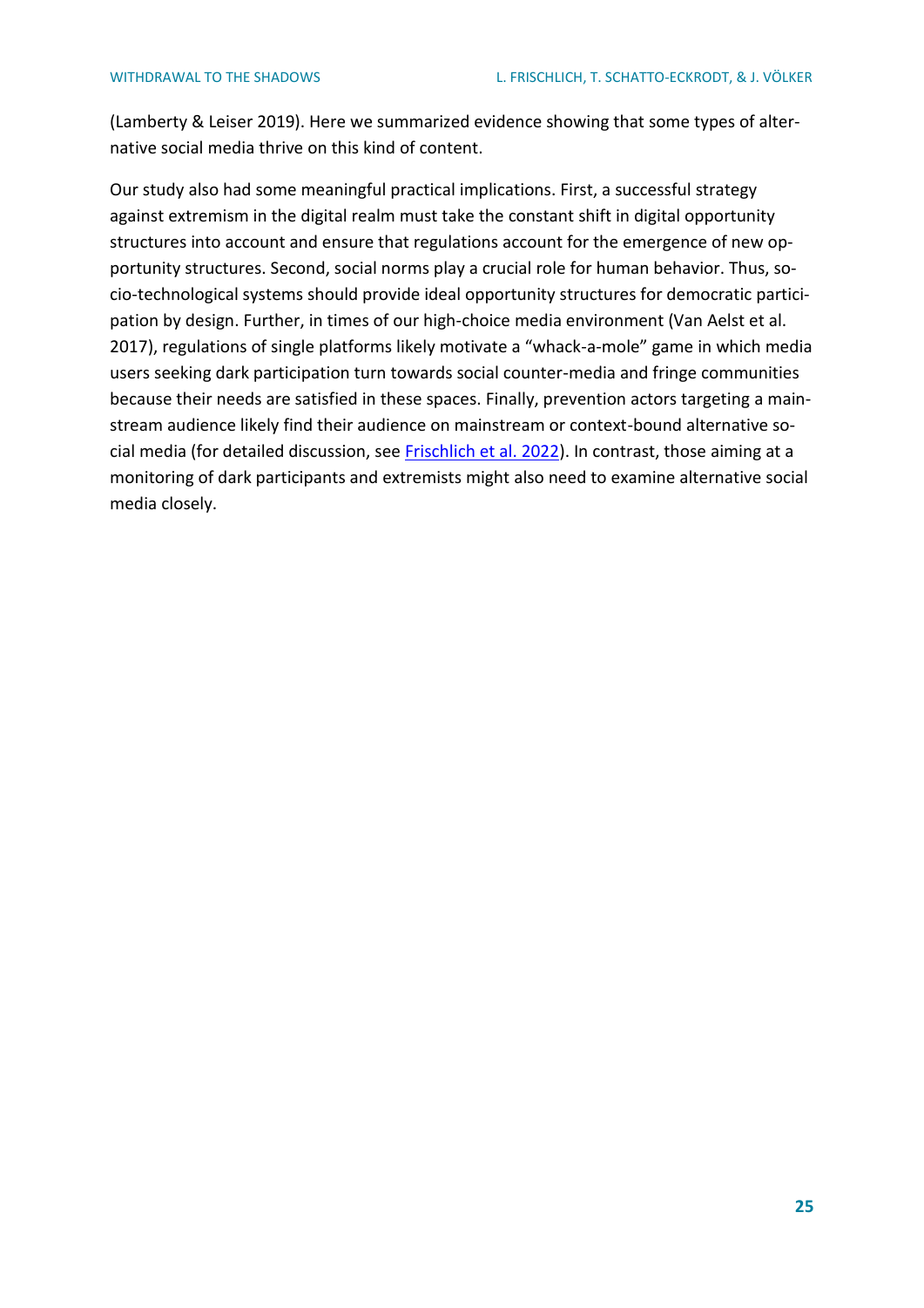(Lamberty & Leiser 2019). Here we summarized evidence showing that some types of alternative social media thrive on this kind of content.

Our study also had some meaningful practical implications. First, a successful strategy against extremism in the digital realm must take the constant shift in digital opportunity structures into account and ensure that regulations account for the emergence of new opportunity structures. Second, social norms play a crucial role for human behavior. Thus, socio-technological systems should provide ideal opportunity structures for democratic participation by design. Further, in times of our high-choice media environment (Van Aelst et al. 2017), regulations of single platforms likely motivate a “whack-a-mole” game in which media users seeking dark participation turn towards social counter-media and fringe communities because their needs are satisfied in these spaces. Finally, prevention actors targeting a mainstream audience likely find their audience on mainstream or context-bound alternative social media (for detailed discussion, see Frischlich et al. 2022). In contrast, those aiming at a monitoring of dark participants and extremists might also need to examine alternative social media closely.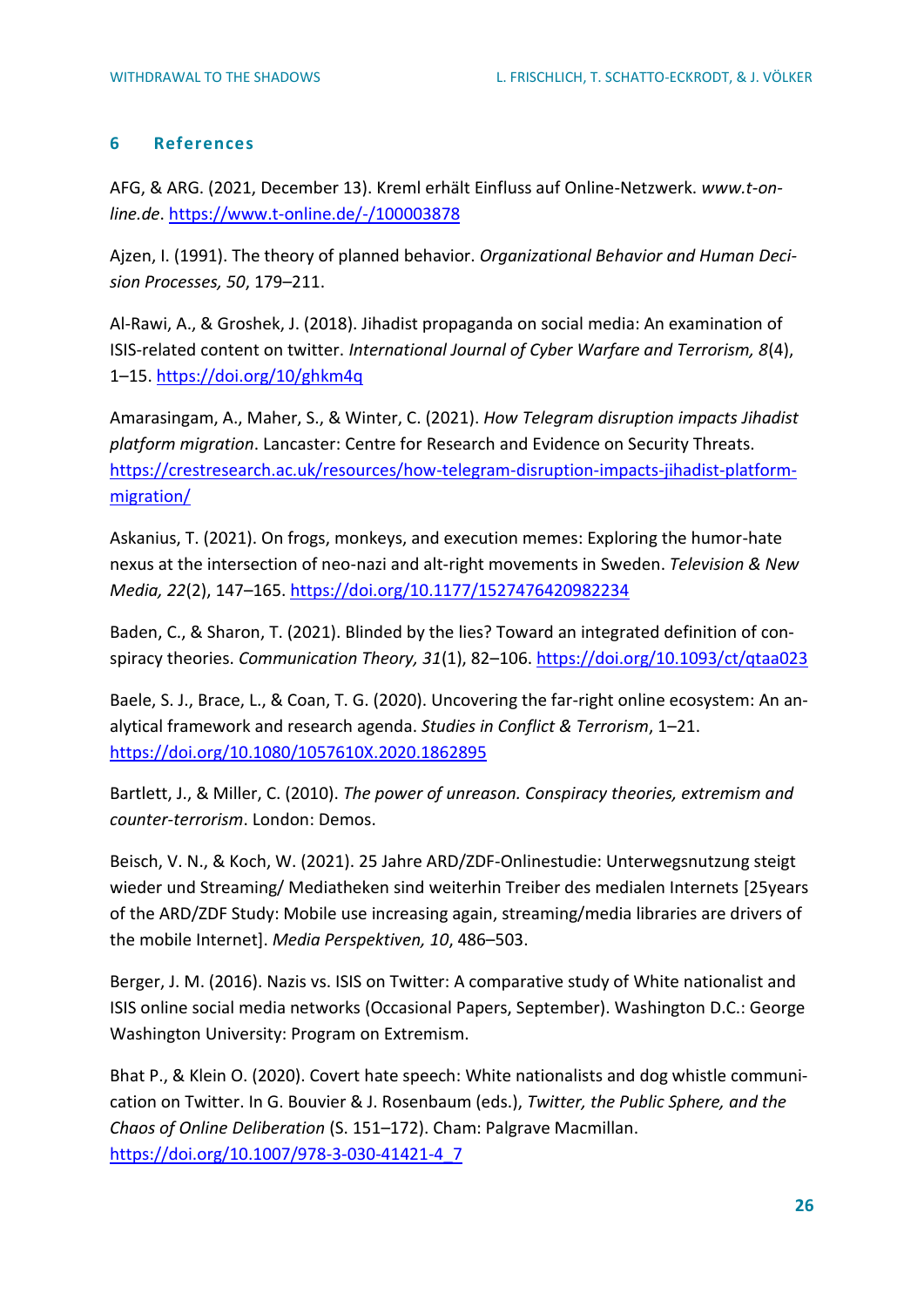## 6 References

AFG, & ARG. (2021, December 13). Kreml erhält Einfluss auf Online-Netzwerk. *www.t-online.de*. https://www.t-online.de/-/100003878

Ajzen, I. (1991). The theory of planned behavior. *Organizational Behavior and Human Decision Processes, 50*, 179–211.

Al-Rawi, A., & Groshek, J. (2018). Jihadist propaganda on social media: An examination of ISIS-related content on twitter. *International Journal of Cyber Warfare and Terrorism, 8*(4), 1–15. https://doi.org/10/ghkm4q

Amarasingam, A., Maher, S., & Winter, C. (2021). *How Telegram disruption impacts Jihadist platform migration*. Lancaster: Centre for Research and Evidence on Security Threats. https://crestresearch.ac.uk/resources/how-telegram-disruption-impacts-jihadist-platform-migration/

Askanius, T. (2021). On frogs, monkeys, and execution memes: Exploring the humor-hate nexus at the intersection of neo-nazi and alt-right movements in Sweden. *Television & New Media, 22*(2), 147–165. https://doi.org/10.1177/1527476420982234

Baden, C., & Sharon, T. (2021). Blinded by the lies? Toward an integrated definition of conspiracy theories. *Communication Theory, 31*(1), 82–106. https://doi.org/10.1093/ct/qtaa023

Baele, S. J., Brace, L., & Coan, T. G. (2020). Uncovering the far-right online ecosystem: An analytical framework and research agenda. *Studies in Conflict & Terrorism*, 1–21. https://doi.org/10.1080/1057610X.2020.1862895

Bartlett, J., & Miller, C. (2010). *The power of unreason. Conspiracy theories, extremism and counter-terrorism*. London: Demos.

Beisch, V. N., & Koch, W. (2021). 25 Jahre ARD/ZDF-Onlinestudie: Unterwegsnutzung steigt wieder und Streaming/ Mediatheken sind weiterhin Treiber des medialen Internets [25years of the ARD/ZDF Study: Mobile use increasing again, streaming/media libraries are drivers of the mobile Internet]. *Media Perspektiven, 10*, 486–503.

Berger, J. M. (2016). Nazis vs. ISIS on Twitter: A comparative study of White nationalist and ISIS online social media networks (Occasional Papers, September). Washington D.C.: George Washington University: Program on Extremism.

Bhat P., & Klein O. (2020). Covert hate speech: White nationalists and dog whistle communication on Twitter. In G. Bouvier & J. Rosenbaum (eds.), *Twitter, the Public Sphere, and the Chaos of Online Deliberation* (S. 151–172). Cham: Palgrave Macmillan. https://doi.org/10.1007/978-3-030-41421-4_7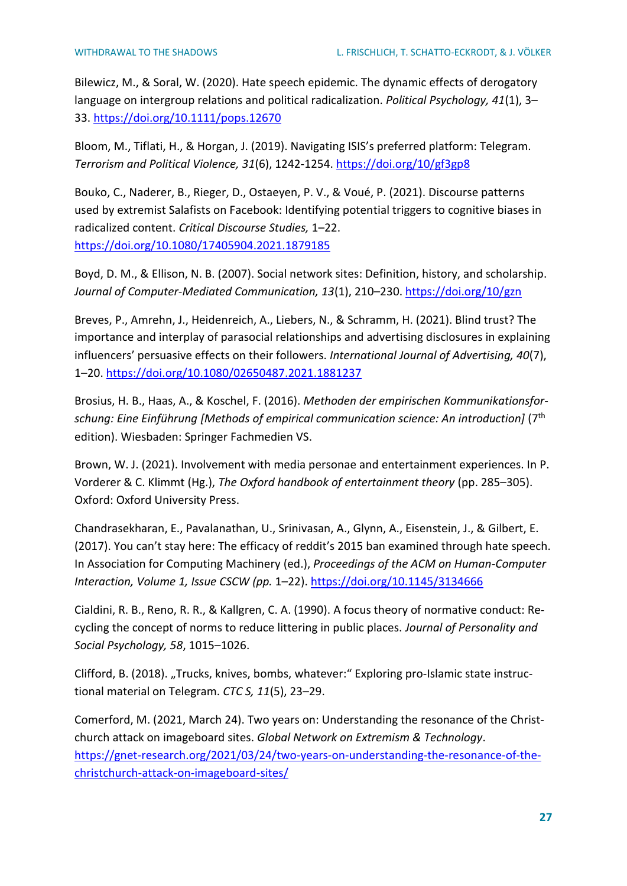Bilewicz, M., & Soral, W. (2020). Hate speech epidemic. The dynamic effects of derogatory language on intergroup relations and political radicalization. *Political Psychology, 41*(1), 3–33. https://doi.org/10.1111/pops.12670

Bloom, M., Tiflati, H., & Horgan, J. (2019). Navigating ISIS's preferred platform: Telegram. *Terrorism and Political Violence, 31*(6), 1242-1254. https://doi.org/10/gf3gp8

Bouko, C., Naderer, B., Rieger, D., Ostaeyen, P. V., & Voué, P. (2021). Discourse patterns used by extremist Salafists on Facebook: Identifying potential triggers to cognitive biases in radicalized content. *Critical Discourse Studies,* 1–22. https://doi.org/10.1080/17405904.2021.1879185

Boyd, D. M., & Ellison, N. B. (2007). Social network sites: Definition, history, and scholarship. *Journal of Computer-Mediated Communication, 13*(1), 210–230. https://doi.org/10/gzn

Breves, P., Amrehn, J., Heidenreich, A., Liebers, N., & Schramm, H. (2021). Blind trust? The importance and interplay of parasocial relationships and advertising disclosures in explaining influencers' persuasive effects on their followers. *International Journal of Advertising, 40*(7), 1–20. https://doi.org/10.1080/02650487.2021.1881237

Brosius, H. B., Haas, A., & Koschel, F. (2016). *Methoden der empirischen Kommunikationsforschung: Eine Einführung [Methods of empirical communication science: An introduction]* (7th edition). Wiesbaden: Springer Fachmedien VS.

Brown, W. J. (2021). Involvement with media personae and entertainment experiences. In P. Vorderer & C. Klimmt (Hg.), *The Oxford handbook of entertainment theory* (pp. 285–305). Oxford: Oxford University Press.

Chandrasekharan, E., Pavalanathan, U., Srinivasan, A., Glynn, A., Eisenstein, J., & Gilbert, E. (2017). You can't stay here: The efficacy of reddit's 2015 ban examined through hate speech. In Association for Computing Machinery (ed.), *Proceedings of the ACM on Human-Computer Interaction, Volume 1, Issue CSCW (pp.* 1–22). https://doi.org/10.1145/3134666

Cialdini, R. B., Reno, R. R., & Kallgren, C. A. (1990). A focus theory of normative conduct: Recycling the concept of norms to reduce littering in public places. *Journal of Personality and Social Psychology, 58*, 1015–1026.

Clifford, B. (2018). „Trucks, knives, bombs, whatever:" Exploring pro-Islamic state instructional material on Telegram. *CTC S, 11*(5), 23–29.

Comerford, M. (2021, March 24). Two years on: Understanding the resonance of the Christchurch attack on imageboard sites. *Global Network on Extremism & Technology*. https://gnet-research.org/2021/03/24/two-years-on-understanding-the-resonance-of-the-christchurch-attack-on-imageboard-sites/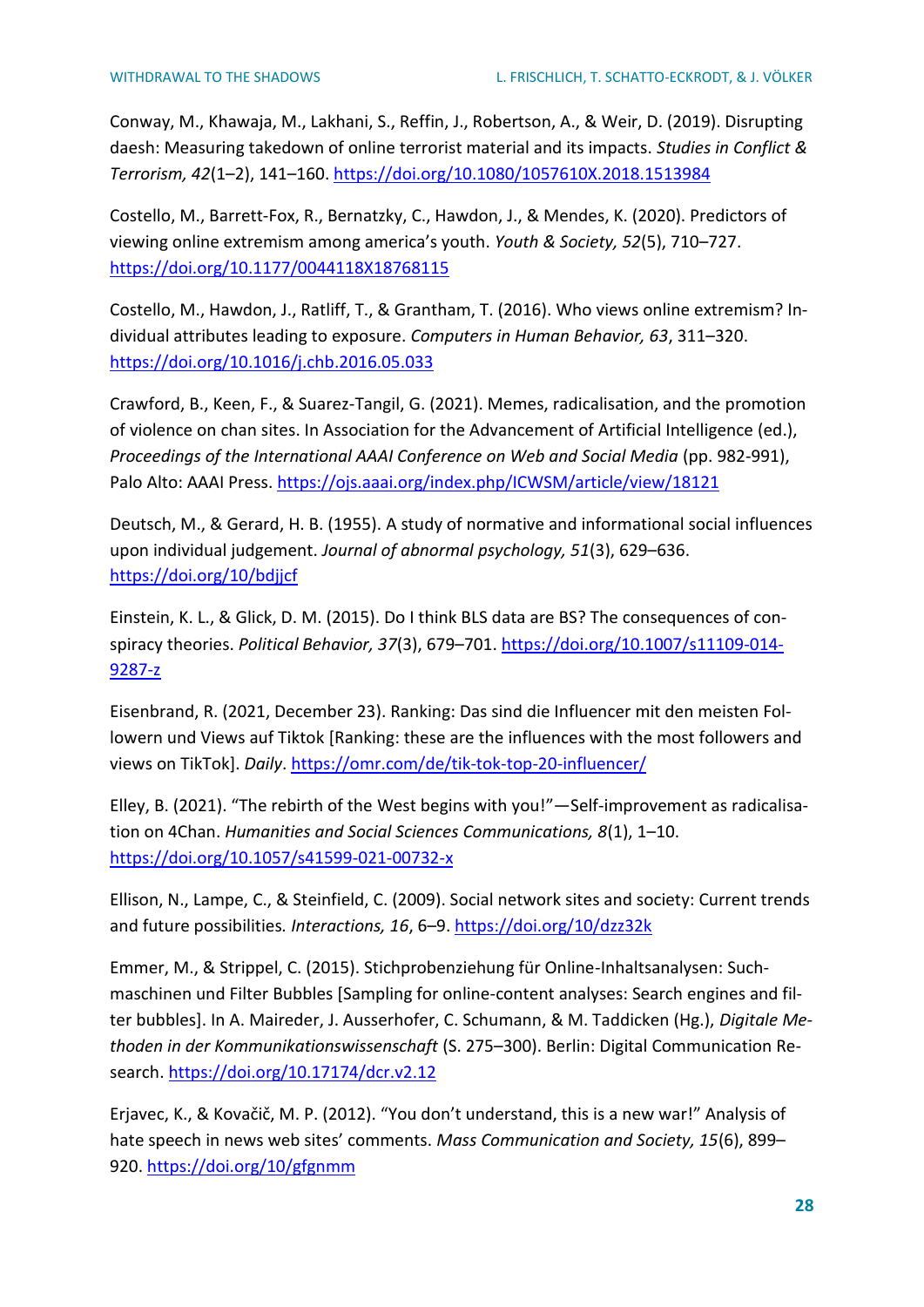Conway, M., Khawaja, M., Lakhani, S., Reffin, J., Robertson, A., & Weir, D. (2019). Disrupting daesh: Measuring takedown of online terrorist material and its impacts. *Studies in Conflict & Terrorism, 42*(1–2), 141–160. https://doi.org/10.1080/1057610X.2018.1513984

Costello, M., Barrett-Fox, R., Bernatzky, C., Hawdon, J., & Mendes, K. (2020). Predictors of viewing online extremism among america's youth. *Youth & Society, 52*(5), 710–727. https://doi.org/10.1177/0044118X18768115

Costello, M., Hawdon, J., Ratliff, T., & Grantham, T. (2016). Who views online extremism? Individual attributes leading to exposure. *Computers in Human Behavior, 63*, 311–320. https://doi.org/10.1016/j.chb.2016.05.033

Crawford, B., Keen, F., & Suarez-Tangil, G. (2021). Memes, radicalisation, and the promotion of violence on chan sites. In Association for the Advancement of Artificial Intelligence (ed.), *Proceedings of the International AAAI Conference on Web and Social Media* (pp. 982-991), Palo Alto: AAAI Press. https://ojs.aaai.org/index.php/ICWSM/article/view/18121

Deutsch, M., & Gerard, H. B. (1955). A study of normative and informational social influences upon individual judgement. *Journal of abnormal psychology, 51*(3), 629–636. https://doi.org/10/bdjjcf

Einstein, K. L., & Glick, D. M. (2015). Do I think BLS data are BS? The consequences of conspiracy theories. *Political Behavior, 37*(3), 679–701. https://doi.org/10.1007/s11109-014-9287-z

Eisenbrand, R. (2021, December 23). Ranking: Das sind die Influencer mit den meisten Followern und Views auf Tiktok [Ranking: these are the influences with the most followers and views on TikTok]. *Daily*. https://omr.com/de/tik-tok-top-20-influencer/

Elley, B. (2021). "The rebirth of the West begins with you!"—Self-improvement as radicalisation on 4Chan. *Humanities and Social Sciences Communications, 8*(1), 1–10. https://doi.org/10.1057/s41599-021-00732-x

Ellison, N., Lampe, C., & Steinfield, C. (2009). Social network sites and society: Current trends and future possibilities. *Interactions, 16*, 6–9. https://doi.org/10/dzz32k

Emmer, M., & Strippel, C. (2015). Stichprobenziehung für Online-Inhaltsanalysen: Suchmaschinen und Filter Bubbles [Sampling for online-content analyses: Search engines and filter bubbles]. In A. Maireder, J. Ausserhofer, C. Schumann, & M. Taddicken (Hg.), *Digitale Methoden in der Kommunikationswissenschaft* (S. 275–300). Berlin: Digital Communication Research. https://doi.org/10.17174/dcr.v2.12

Erjavec, K., & Kovačič, M. P. (2012). "You don't understand, this is a new war!" Analysis of hate speech in news web sites' comments. *Mass Communication and Society, 15*(6), 899–920. https://doi.org/10/gfgnmm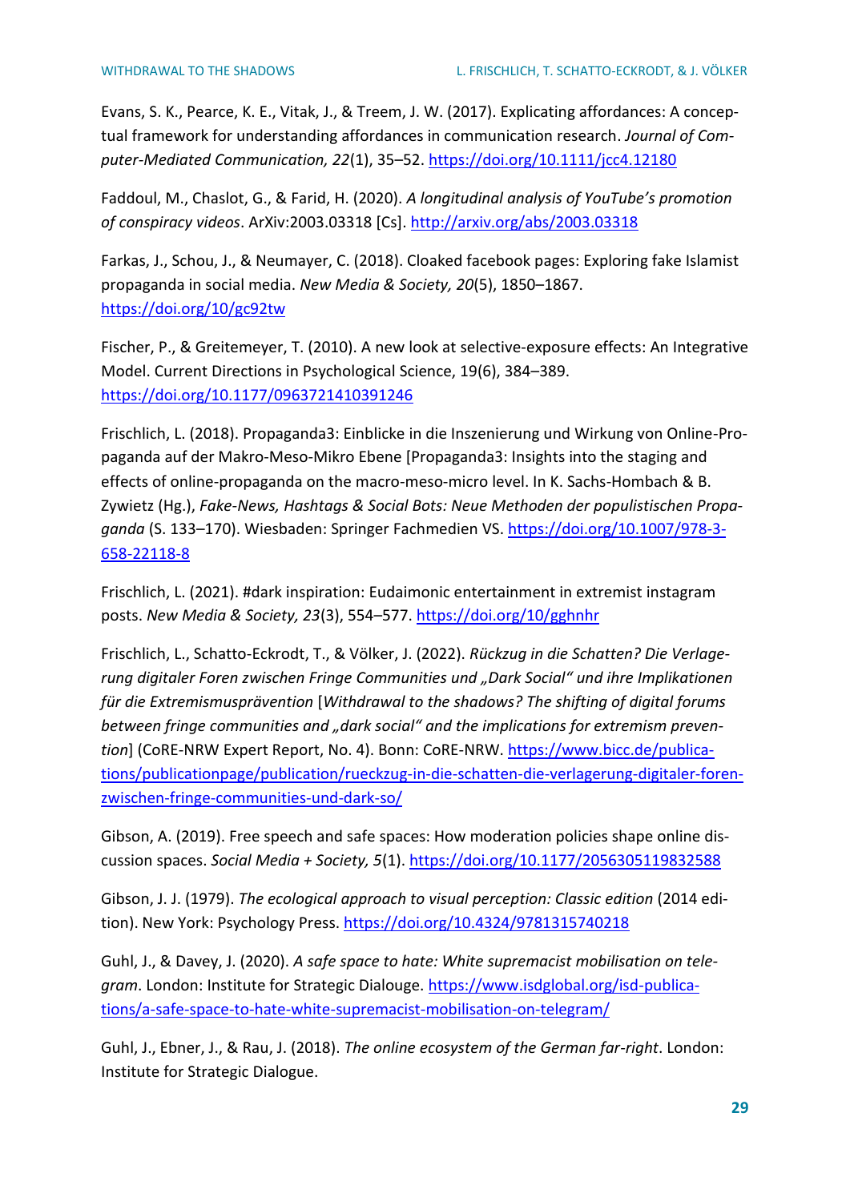Evans, S. K., Pearce, K. E., Vitak, J., & Treem, J. W. (2017). Explicating affordances: A conceptual framework for understanding affordances in communication research. *Journal of Computer-Mediated Communication, 22*(1), 35–52. https://doi.org/10.1111/jcc4.12180

Faddoul, M., Chaslot, G., & Farid, H. (2020). *A longitudinal analysis of YouTube's promotion of conspiracy videos*. ArXiv:2003.03318 [Cs]. http://arxiv.org/abs/2003.03318

Farkas, J., Schou, J., & Neumayer, C. (2018). Cloaked facebook pages: Exploring fake Islamist propaganda in social media. *New Media & Society, 20*(5), 1850–1867. https://doi.org/10/gc92tw

Fischer, P., & Greitemeyer, T. (2010). A new look at selective-exposure effects: An Integrative Model. Current Directions in Psychological Science, 19(6), 384–389. https://doi.org/10.1177/0963721410391246

Frischlich, L. (2018). Propaganda3: Einblicke in die Inszenierung und Wirkung von Online-Propaganda auf der Makro-Meso-Mikro Ebene [Propaganda3: Insights into the staging and effects of online-propaganda on the macro-meso-micro level. In K. Sachs-Hombach & B. Zywietz (Hg.), *Fake-News, Hashtags & Social Bots: Neue Methoden der populistischen Propaganda* (S. 133–170). Wiesbaden: Springer Fachmedien VS. https://doi.org/10.1007/978-3-658-22118-8

Frischlich, L. (2021). #dark inspiration: Eudaimonic entertainment in extremist instagram posts. *New Media & Society, 23*(3), 554–577. https://doi.org/10/gghnhr

Frischlich, L., Schatto-Eckrodt, T., & Völker, J. (2022). *Rückzug in die Schatten? Die Verlagerung digitaler Foren zwischen Fringe Communities und „Dark Social" und ihre Implikationen für die Extremismusprävention* [*Withdrawal to the shadows? The shifting of digital forums between fringe communities and „dark social" and the implications for extremism prevention*] (CoRE-NRW Expert Report, No. 4). Bonn: CoRE-NRW. https://www.bicc.de/publications/publicationpage/publication/rueckzug-in-die-schatten-die-verlagerung-digitaler-foren-zwischen-fringe-communities-und-dark-so/

Gibson, A. (2019). Free speech and safe spaces: How moderation policies shape online discussion spaces. *Social Media + Society, 5*(1). https://doi.org/10.1177/2056305119832588

Gibson, J. J. (1979). *The ecological approach to visual perception: Classic edition* (2014 edition). New York: Psychology Press. https://doi.org/10.4324/9781315740218

Guhl, J., & Davey, J. (2020). *A safe space to hate: White supremacist mobilisation on telegram*. London: Institute for Strategic Dialouge. https://www.isdglobal.org/isd-publications/a-safe-space-to-hate-white-supremacist-mobilisation-on-telegram/

Guhl, J., Ebner, J., & Rau, J. (2018). *The online ecosystem of the German far-right*. London: Institute for Strategic Dialogue.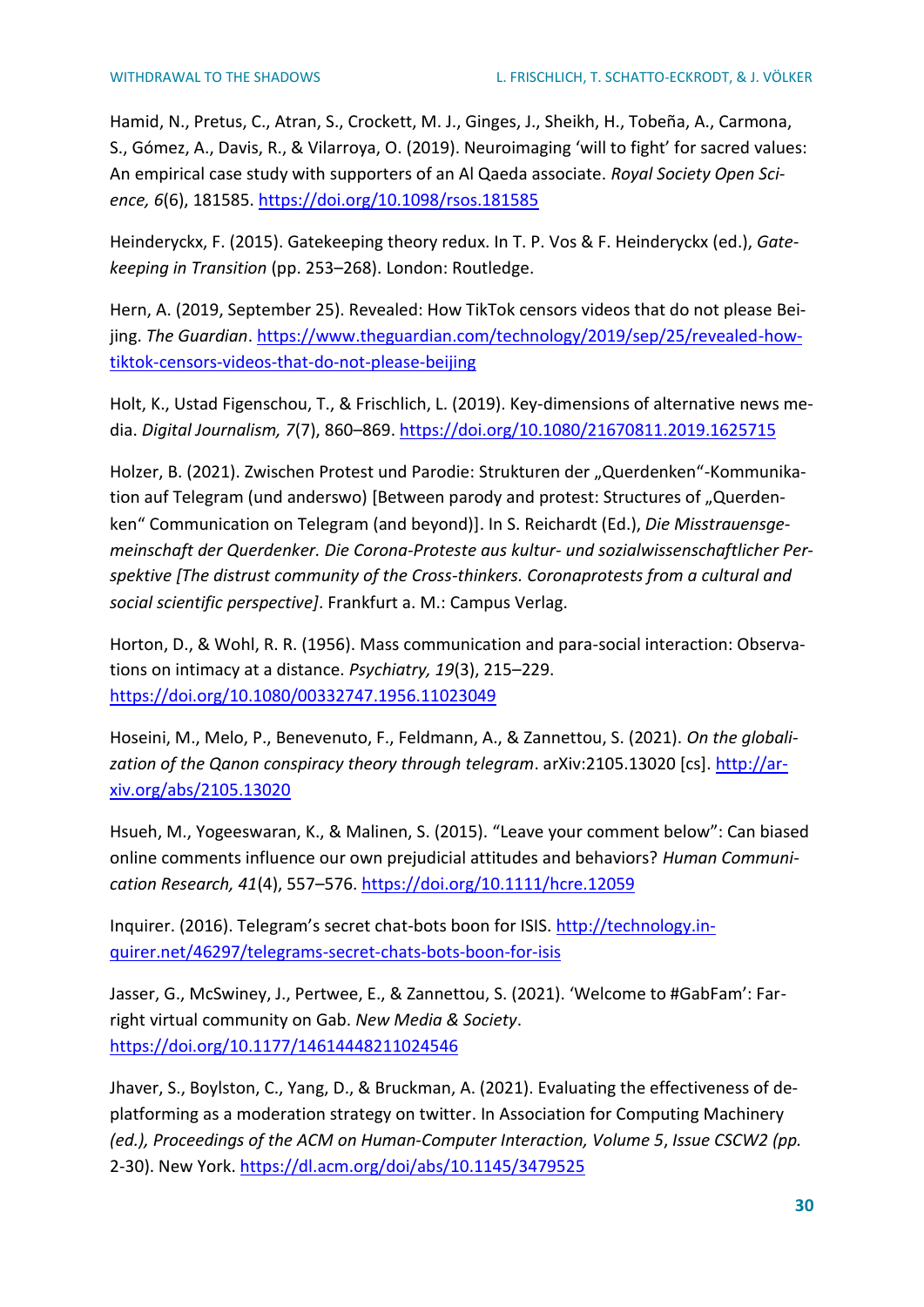Hamid, N., Pretus, C., Atran, S., Crockett, M. J., Ginges, J., Sheikh, H., Tobeña, A., Carmona, S., Gómez, A., Davis, R., & Vilarroya, O. (2019). Neuroimaging 'will to fight' for sacred values: An empirical case study with supporters of an Al Qaeda associate. *Royal Society Open Science, 6*(6), 181585. https://doi.org/10.1098/rsos.181585

Heinderyckx, F. (2015). Gatekeeping theory redux. In T. P. Vos & F. Heinderyckx (ed.), *Gatekeeping in Transition* (pp. 253–268). London: Routledge.

Hern, A. (2019, September 25). Revealed: How TikTok censors videos that do not please Beijing. *The Guardian*. https://www.theguardian.com/technology/2019/sep/25/revealed-how-tiktok-censors-videos-that-do-not-please-beijing

Holt, K., Ustad Figenschou, T., & Frischlich, L. (2019). Key-dimensions of alternative news media. *Digital Journalism, 7*(7), 860–869. https://doi.org/10.1080/21670811.2019.1625715

Holzer, B. (2021). Zwischen Protest und Parodie: Strukturen der „Querdenken"-Kommunikation auf Telegram (und anderswo) [Between parody and protest: Structures of „Querdenken" Communication on Telegram (and beyond)]. In S. Reichardt (Ed.), *Die Misstrauensgemeinschaft der Querdenker. Die Corona-Proteste aus kultur- und sozialwissenschaftlicher Perspektive [The distrust community of the Cross-thinkers. Coronaprotests from a cultural and social scientific perspective]*. Frankfurt a. M.: Campus Verlag.

Horton, D., & Wohl, R. R. (1956). Mass communication and para-social interaction: Observations on intimacy at a distance. *Psychiatry, 19*(3), 215–229. https://doi.org/10.1080/00332747.1956.11023049

Hoseini, M., Melo, P., Benevenuto, F., Feldmann, A., & Zannettou, S. (2021). *On the globalization of the Qanon conspiracy theory through telegram*. arXiv:2105.13020 [cs]. http://arxiv.org/abs/2105.13020

Hsueh, M., Yogeeswaran, K., & Malinen, S. (2015). "Leave your comment below": Can biased online comments influence our own prejudicial attitudes and behaviors? *Human Communication Research, 41*(4), 557–576. https://doi.org/10.1111/hcre.12059

Inquirer. (2016). Telegram's secret chat-bots boon for ISIS. http://technology.inquirer.net/46297/telegrams-secret-chats-bots-boon-for-isis

Jasser, G., McSwiney, J., Pertwee, E., & Zannettou, S. (2021). 'Welcome to #GabFam': Far-right virtual community on Gab. *New Media & Society*. https://doi.org/10.1177/14614448211024546

Jhaver, S., Boylston, C., Yang, D., & Bruckman, A. (2021). Evaluating the effectiveness of deplatforming as a moderation strategy on twitter. In Association for Computing Machinery *(ed.), Proceedings of the ACM on Human-Computer Interaction, Volume 5*, *Issue CSCW2 (pp.* 2-30). New York. https://dl.acm.org/doi/abs/10.1145/3479525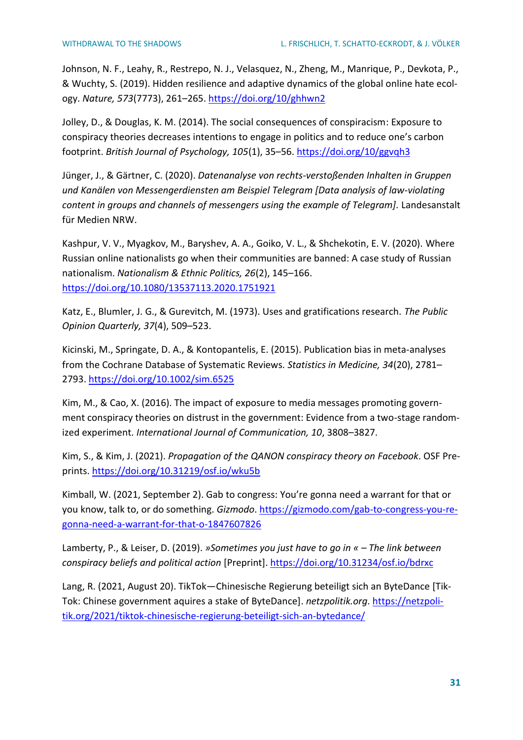Johnson, N. F., Leahy, R., Restrepo, N. J., Velasquez, N., Zheng, M., Manrique, P., Devkota, P., & Wuchty, S. (2019). Hidden resilience and adaptive dynamics of the global online hate ecology. *Nature, 573*(7773), 261–265. https://doi.org/10/ghhwn2

Jolley, D., & Douglas, K. M. (2014). The social consequences of conspiracism: Exposure to conspiracy theories decreases intentions to engage in politics and to reduce one's carbon footprint. *British Journal of Psychology, 105*(1), 35–56. https://doi.org/10/ggvqh3

Jünger, J., & Gärtner, C. (2020). *Datenanalyse von rechts-verstoßenden Inhalten in Gruppen und Kanälen von Messengerdiensten am Beispiel Telegram [Data analysis of law-violating content in groups and channels of messengers using the example of Telegram].* Landesanstalt für Medien NRW.

Kashpur, V. V., Myagkov, M., Baryshev, A. A., Goiko, V. L., & Shchekotin, E. V. (2020). Where Russian online nationalists go when their communities are banned: A case study of Russian nationalism. *Nationalism & Ethnic Politics, 26*(2), 145–166. https://doi.org/10.1080/13537113.2020.1751921

Katz, E., Blumler, J. G., & Gurevitch, M. (1973). Uses and gratifications research. *The Public Opinion Quarterly, 37*(4), 509–523.

Kicinski, M., Springate, D. A., & Kontopantelis, E. (2015). Publication bias in meta-analyses from the Cochrane Database of Systematic Reviews. *Statistics in Medicine, 34*(20), 2781–2793. https://doi.org/10.1002/sim.6525

Kim, M., & Cao, X. (2016). The impact of exposure to media messages promoting government conspiracy theories on distrust in the government: Evidence from a two-stage randomized experiment. *International Journal of Communication, 10*, 3808–3827.

Kim, S., & Kim, J. (2021). *Propagation of the QANON conspiracy theory on Facebook*. OSF Preprints. https://doi.org/10.31219/osf.io/wku5b

Kimball, W. (2021, September 2). Gab to congress: You're gonna need a warrant for that or you know, talk to, or do something. *Gizmodo*. https://gizmodo.com/gab-to-congress-you-re-gonna-need-a-warrant-for-that-o-1847607826

Lamberty, P., & Leiser, D. (2019). *»Sometimes you just have to go in « – The link between conspiracy beliefs and political action* [Preprint]. https://doi.org/10.31234/osf.io/bdrxc

Lang, R. (2021, August 20). TikTok—Chinesische Regierung beteiligt sich an ByteDance [TikTok: Chinese government aquires a stake of ByteDance]. *netzpolitik.org*. https://netzpolitik.org/2021/tiktok-chinesische-regierung-beteiligt-sich-an-bytedance/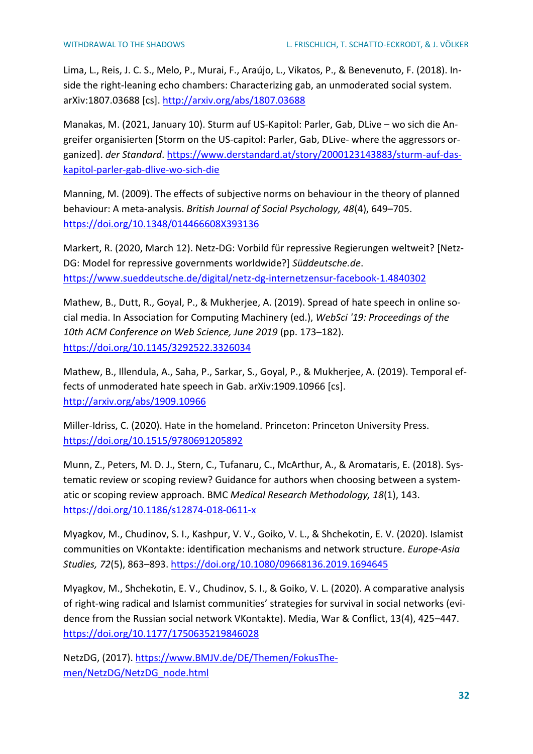Lima, L., Reis, J. C. S., Melo, P., Murai, F., Araújo, L., Vikatos, P., & Benevenuto, F. (2018). Inside the right-leaning echo chambers: Characterizing gab, an unmoderated social system. arXiv:1807.03688 [cs]. http://arxiv.org/abs/1807.03688

Manakas, M. (2021, January 10). Sturm auf US-Kapitol: Parler, Gab, DLive – wo sich die Angreifer organisierten [Storm on the US-capitol: Parler, Gab, DLive- where the aggressors organized]. *der Standard*. https://www.derstandard.at/story/2000123143883/sturm-auf-das-kapitol-parler-gab-dlive-wo-sich-die

Manning, M. (2009). The effects of subjective norms on behaviour in the theory of planned behaviour: A meta-analysis. *British Journal of Social Psychology, 48*(4), 649–705. https://doi.org/10.1348/014466608X393136

Markert, R. (2020, March 12). Netz-DG: Vorbild für repressive Regierungen weltweit? [Netz-DG: Model for repressive governments worldwide?] *Süddeutsche.de*. https://www.sueddeutsche.de/digital/netz-dg-internetzensur-facebook-1.4840302

Mathew, B., Dutt, R., Goyal, P., & Mukherjee, A. (2019). Spread of hate speech in online social media. In Association for Computing Machinery (ed.), *WebSci '19: Proceedings of the 10th ACM Conference on Web Science, June 2019* (pp. 173–182). https://doi.org/10.1145/3292522.3326034

Mathew, B., Illendula, A., Saha, P., Sarkar, S., Goyal, P., & Mukherjee, A. (2019). Temporal effects of unmoderated hate speech in Gab. arXiv:1909.10966 [cs]. http://arxiv.org/abs/1909.10966

Miller-Idriss, C. (2020). Hate in the homeland. Princeton: Princeton University Press. https://doi.org/10.1515/9780691205892

Munn, Z., Peters, M. D. J., Stern, C., Tufanaru, C., McArthur, A., & Aromataris, E. (2018). Systematic review or scoping review? Guidance for authors when choosing between a systematic or scoping review approach. BMC *Medical Research Methodology, 18*(1), 143. https://doi.org/10.1186/s12874-018-0611-x

Myagkov, M., Chudinov, S. I., Kashpur, V. V., Goiko, V. L., & Shchekotin, E. V. (2020). Islamist communities on VKontakte: identification mechanisms and network structure. *Europe-Asia Studies, 72*(5), 863–893. https://doi.org/10.1080/09668136.2019.1694645

Myagkov, M., Shchekotin, E. V., Chudinov, S. I., & Goiko, V. L. (2020). A comparative analysis of right-wing radical and Islamist communities' strategies for survival in social networks (evidence from the Russian social network VKontakte). Media, War & Conflict, 13(4), 425–447. https://doi.org/10.1177/1750635219846028

NetzDG, (2017). https://www.BMJV.de/DE/Themen/FokusThemen/NetzDG/NetzDG_node.html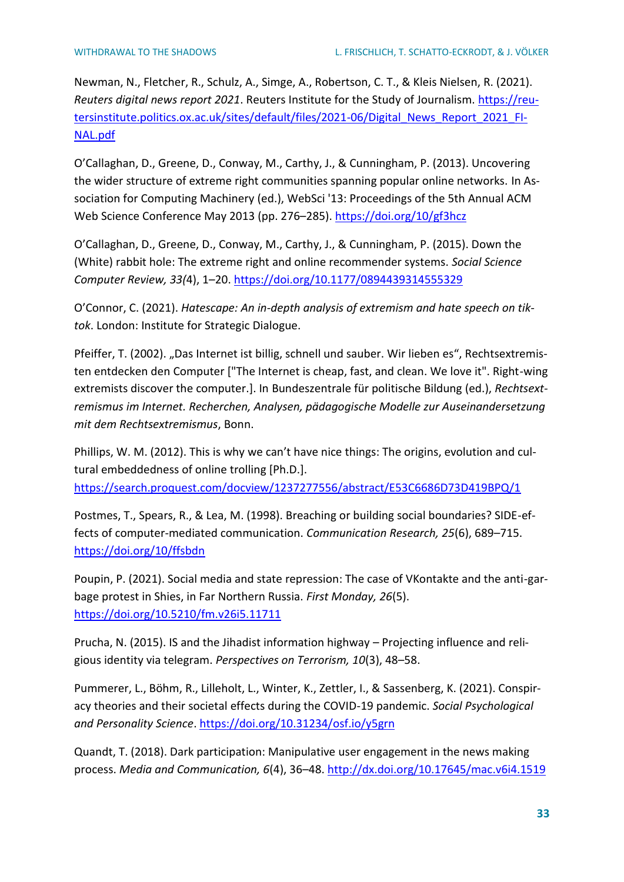Newman, N., Fletcher, R., Schulz, A., Simge, A., Robertson, C. T., & Kleis Nielsen, R. (2021). *Reuters digital news report 2021*. Reuters Institute for the Study of Journalism. https://reutersinstitute.politics.ox.ac.uk/sites/default/files/2021-06/Digital_News_Report_2021_FINAL.pdf

O'Callaghan, D., Greene, D., Conway, M., Carthy, J., & Cunningham, P. (2013). Uncovering the wider structure of extreme right communities spanning popular online networks. In Association for Computing Machinery (ed.), WebSci '13: Proceedings of the 5th Annual ACM Web Science Conference May 2013 (pp. 276–285). https://doi.org/10/gf3hcz

O'Callaghan, D., Greene, D., Conway, M., Carthy, J., & Cunningham, P. (2015). Down the (White) rabbit hole: The extreme right and online recommender systems. *Social Science Computer Review, 33(*4), 1–20. https://doi.org/10.1177/0894439314555329

O'Connor, C. (2021). *Hatescape: An in-depth analysis of extremism and hate speech on tiktok*. London: Institute for Strategic Dialogue.

Pfeiffer, T. (2002). „Das Internet ist billig, schnell und sauber. Wir lieben es", Rechtsextremisten entdecken den Computer ["The Internet is cheap, fast, and clean. We love it". Right-wing extremists discover the computer.]. In Bundeszentrale für politische Bildung (ed.), *Rechtsextremismus im Internet. Recherchen, Analysen, pädagogische Modelle zur Auseinandersetzung mit dem Rechtsextremismus*, Bonn.

Phillips, W. M. (2012). This is why we can't have nice things: The origins, evolution and cultural embeddedness of online trolling [Ph.D.]. https://search.proquest.com/docview/1237277556/abstract/E53C6686D73D419BPQ/1

Postmes, T., Spears, R., & Lea, M. (1998). Breaching or building social boundaries? SIDE-effects of computer-mediated communication. *Communication Research, 25*(6), 689–715. https://doi.org/10/ffsbdn

Poupin, P. (2021). Social media and state repression: The case of VKontakte and the anti-garbage protest in Shies, in Far Northern Russia. *First Monday, 26*(5). https://doi.org/10.5210/fm.v26i5.11711

Prucha, N. (2015). IS and the Jihadist information highway – Projecting influence and religious identity via telegram. *Perspectives on Terrorism, 10*(3), 48–58.

Pummerer, L., Böhm, R., Lilleholt, L., Winter, K., Zettler, I., & Sassenberg, K. (2021). Conspiracy theories and their societal effects during the COVID-19 pandemic. *Social Psychological and Personality Science*. https://doi.org/10.31234/osf.io/y5grn

Quandt, T. (2018). Dark participation: Manipulative user engagement in the news making process. *Media and Communication, 6*(4), 36–48. http://dx.doi.org/10.17645/mac.v6i4.1519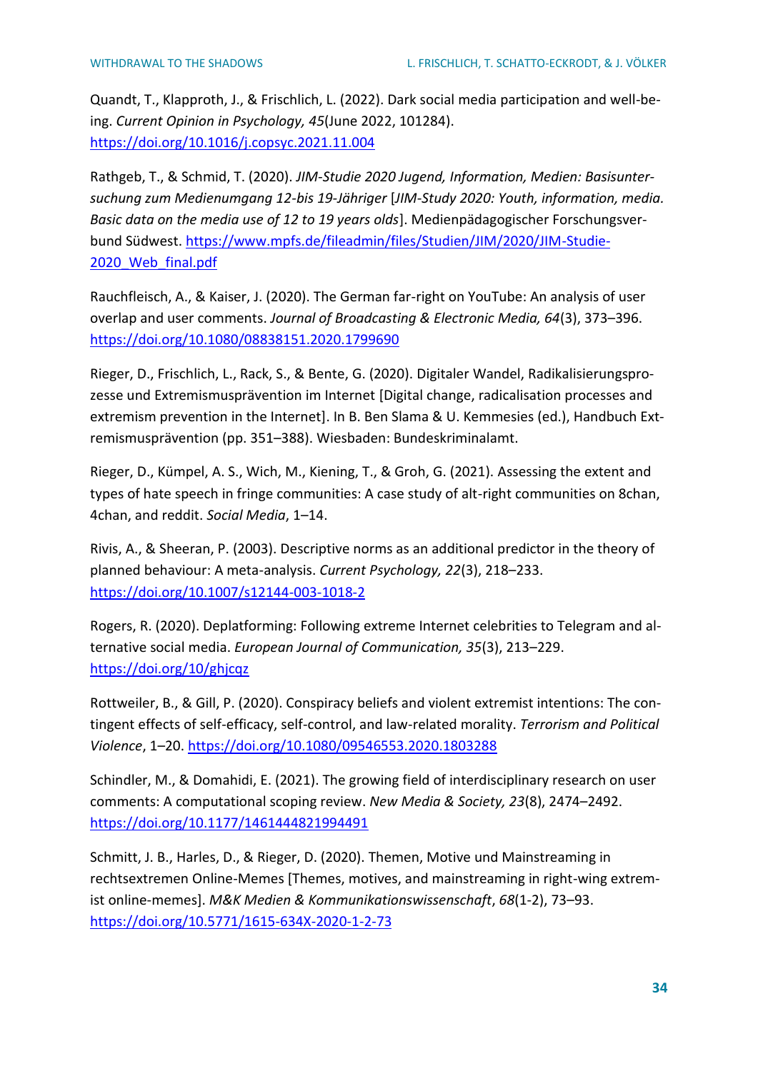Quandt, T., Klapproth, J., & Frischlich, L. (2022). Dark social media participation and well-being. *Current Opinion in Psychology, 45*(June 2022, 101284). https://doi.org/10.1016/j.copsyc.2021.11.004

Rathgeb, T., & Schmid, T. (2020). *JIM-Studie 2020 Jugend, Information, Medien: Basisuntersuchung zum Medienumgang 12-bis 19-Jähriger* [*JIM-Study 2020: Youth, information, media. Basic data on the media use of 12 to 19 years olds*]. Medienpädagogischer Forschungsverbund Südwest. https://www.mpfs.de/fileadmin/files/Studien/JIM/2020/JIM-Studie-2020_Web_final.pdf

Rauchfleisch, A., & Kaiser, J. (2020). The German far-right on YouTube: An analysis of user overlap and user comments. *Journal of Broadcasting & Electronic Media, 64*(3), 373–396. https://doi.org/10.1080/08838151.2020.1799690

Rieger, D., Frischlich, L., Rack, S., & Bente, G. (2020). Digitaler Wandel, Radikalisierungsprozesse und Extremismusprävention im Internet [Digital change, radicalisation processes and extremism prevention in the Internet]. In B. Ben Slama & U. Kemmesies (ed.), Handbuch Extremismusprävention (pp. 351–388). Wiesbaden: Bundeskriminalamt.

Rieger, D., Kümpel, A. S., Wich, M., Kiening, T., & Groh, G. (2021). Assessing the extent and types of hate speech in fringe communities: A case study of alt-right communities on 8chan, 4chan, and reddit. *Social Media*, 1–14.

Rivis, A., & Sheeran, P. (2003). Descriptive norms as an additional predictor in the theory of planned behaviour: A meta-analysis. *Current Psychology, 22*(3), 218–233. https://doi.org/10.1007/s12144-003-1018-2

Rogers, R. (2020). Deplatforming: Following extreme Internet celebrities to Telegram and alternative social media. *European Journal of Communication, 35*(3), 213–229. https://doi.org/10/ghjcqz

Rottweiler, B., & Gill, P. (2020). Conspiracy beliefs and violent extremist intentions: The contingent effects of self-efficacy, self-control, and law-related morality. *Terrorism and Political Violence*, 1–20. https://doi.org/10.1080/09546553.2020.1803288

Schindler, M., & Domahidi, E. (2021). The growing field of interdisciplinary research on user comments: A computational scoping review. *New Media & Society, 23*(8), 2474–2492. https://doi.org/10.1177/1461444821994491

Schmitt, J. B., Harles, D., & Rieger, D. (2020). Themen, Motive und Mainstreaming in rechtsextremen Online-Memes [Themes, motives, and mainstreaming in right-wing extremist online-memes]. *M&K Medien & Kommunikationswissenschaft*, *68*(1-2), 73–93. https://doi.org/10.5771/1615-634X-2020-1-2-73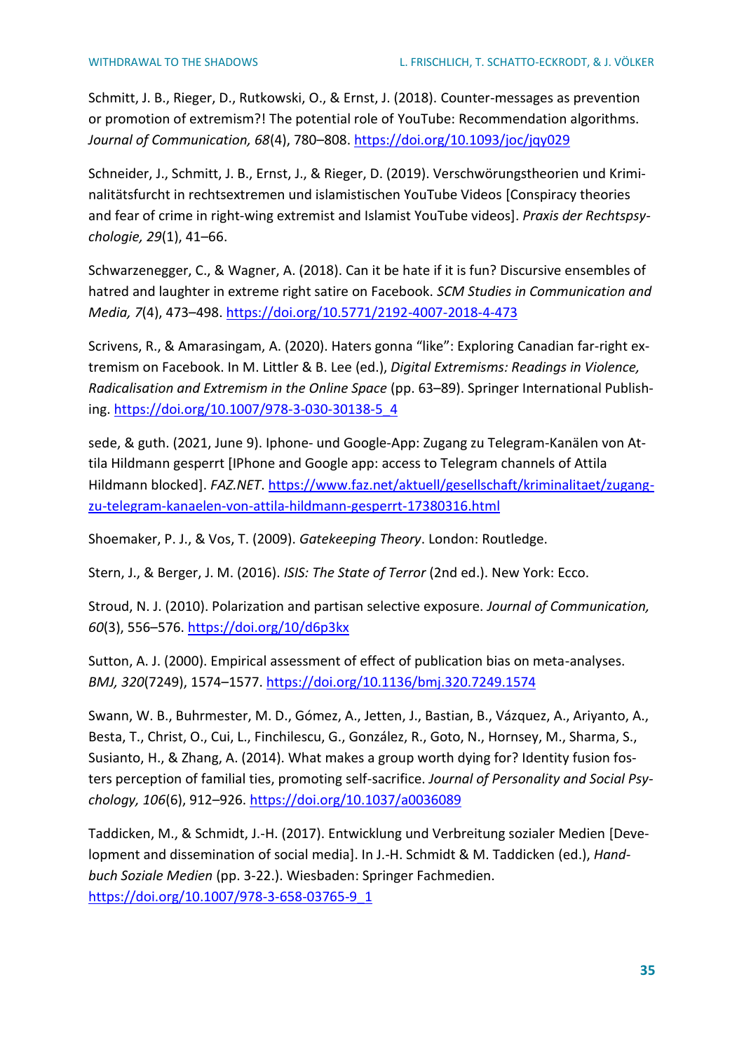Schmitt, J. B., Rieger, D., Rutkowski, O., & Ernst, J. (2018). Counter-messages as prevention or promotion of extremism?! The potential role of YouTube: Recommendation algorithms. *Journal of Communication, 68*(4), 780–808. https://doi.org/10.1093/joc/jqy029

Schneider, J., Schmitt, J. B., Ernst, J., & Rieger, D. (2019). Verschwörungstheorien und Kriminalitätsfurcht in rechtsextremen und islamistischen YouTube Videos [Conspiracy theories and fear of crime in right-wing extremist and Islamist YouTube videos]. *Praxis der Rechtspsychologie, 29*(1), 41–66.

Schwarzenegger, C., & Wagner, A. (2018). Can it be hate if it is fun? Discursive ensembles of hatred and laughter in extreme right satire on Facebook. *SCM Studies in Communication and Media, 7*(4), 473–498. https://doi.org/10.5771/2192-4007-2018-4-473

Scrivens, R., & Amarasingam, A. (2020). Haters gonna "like": Exploring Canadian far-right extremism on Facebook. In M. Littler & B. Lee (ed.), *Digital Extremisms: Readings in Violence, Radicalisation and Extremism in the Online Space* (pp. 63–89). Springer International Publishing. https://doi.org/10.1007/978-3-030-30138-5_4

sede, & guth. (2021, June 9). Iphone- und Google-App: Zugang zu Telegram-Kanälen von Attila Hildmann gesperrt [IPhone and Google app: access to Telegram channels of Attila Hildmann blocked]. *FAZ.NET*. https://www.faz.net/aktuell/gesellschaft/kriminalitaet/zugang-zu-telegram-kanaelen-von-attila-hildmann-gesperrt-17380316.html

Shoemaker, P. J., & Vos, T. (2009). *Gatekeeping Theory*. London: Routledge.

Stern, J., & Berger, J. M. (2016). *ISIS: The State of Terror* (2nd ed.). New York: Ecco.

Stroud, N. J. (2010). Polarization and partisan selective exposure. *Journal of Communication, 60*(3), 556–576. https://doi.org/10/d6p3kx

Sutton, A. J. (2000). Empirical assessment of effect of publication bias on meta-analyses. *BMJ, 320*(7249), 1574–1577. https://doi.org/10.1136/bmj.320.7249.1574

Swann, W. B., Buhrmester, M. D., Gómez, A., Jetten, J., Bastian, B., Vázquez, A., Ariyanto, A., Besta, T., Christ, O., Cui, L., Finchilescu, G., González, R., Goto, N., Hornsey, M., Sharma, S., Susianto, H., & Zhang, A. (2014). What makes a group worth dying for? Identity fusion fosters perception of familial ties, promoting self-sacrifice. *Journal of Personality and Social Psychology, 106*(6), 912–926. https://doi.org/10.1037/a0036089

Taddicken, M., & Schmidt, J.-H. (2017). Entwicklung und Verbreitung sozialer Medien [Development and dissemination of social media]. In J.-H. Schmidt & M. Taddicken (ed.), *Handbuch Soziale Medien* (pp. 3-22.). Wiesbaden: Springer Fachmedien. https://doi.org/10.1007/978-3-658-03765-9_1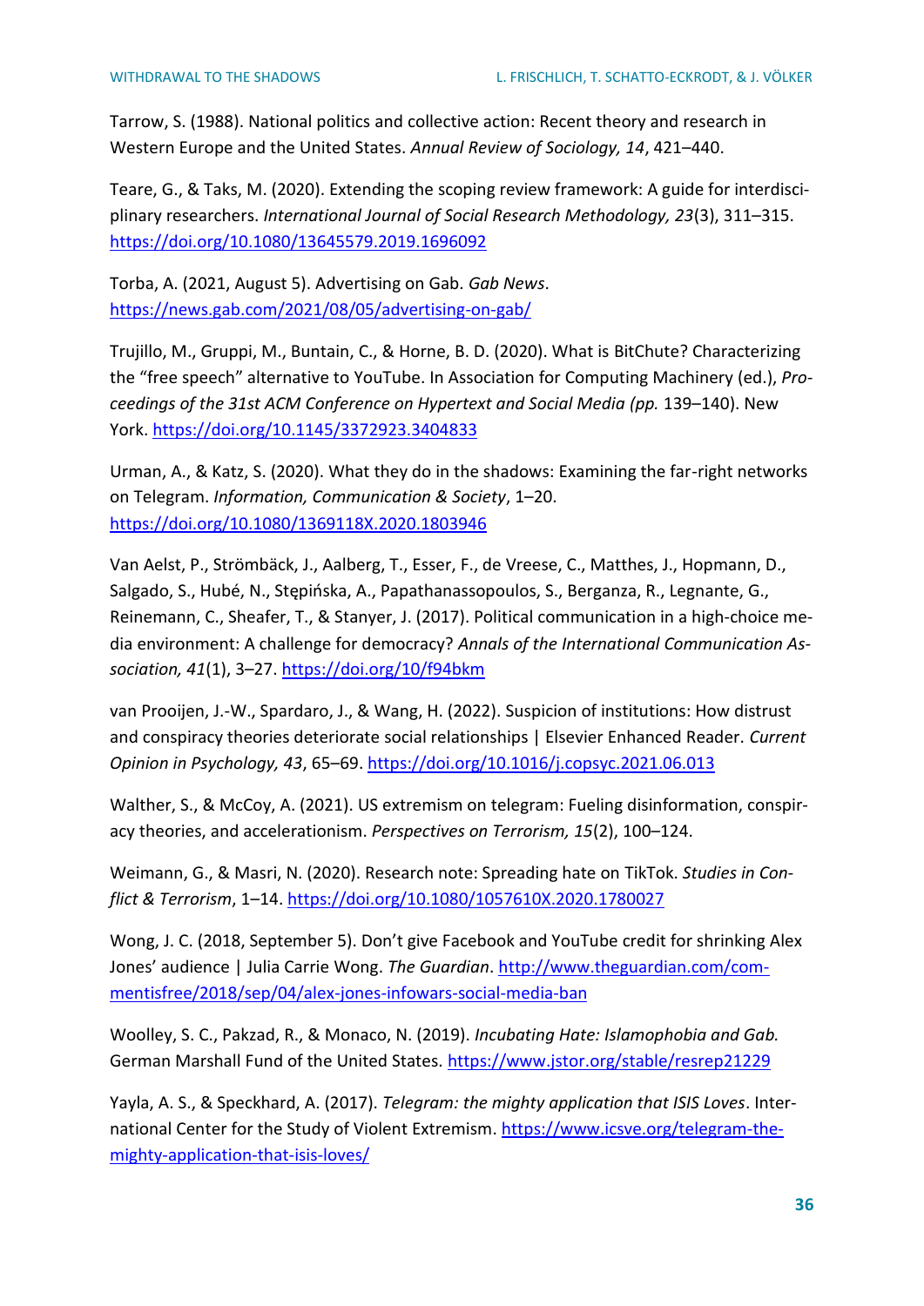Tarrow, S. (1988). National politics and collective action: Recent theory and research in Western Europe and the United States. *Annual Review of Sociology, 14*, 421–440.

Teare, G., & Taks, M. (2020). Extending the scoping review framework: A guide for interdisciplinary researchers. *International Journal of Social Research Methodology, 23*(3), 311–315. https://doi.org/10.1080/13645579.2019.1696092

Torba, A. (2021, August 5). Advertising on Gab. *Gab News*. https://news.gab.com/2021/08/05/advertising-on-gab/

Trujillo, M., Gruppi, M., Buntain, C., & Horne, B. D. (2020). What is BitChute? Characterizing the "free speech" alternative to YouTube. In Association for Computing Machinery (ed.), *Proceedings of the 31st ACM Conference on Hypertext and Social Media (pp.* 139–140). New York. https://doi.org/10.1145/3372923.3404833

Urman, A., & Katz, S. (2020). What they do in the shadows: Examining the far-right networks on Telegram. *Information, Communication & Society*, 1–20. https://doi.org/10.1080/1369118X.2020.1803946

Van Aelst, P., Strömbäck, J., Aalberg, T., Esser, F., de Vreese, C., Matthes, J., Hopmann, D., Salgado, S., Hubé, N., Stępińska, A., Papathanassopoulos, S., Berganza, R., Legnante, G., Reinemann, C., Sheafer, T., & Stanyer, J. (2017). Political communication in a high-choice media environment: A challenge for democracy? *Annals of the International Communication Association, 41*(1), 3–27. https://doi.org/10/f94bkm

van Prooijen, J.-W., Spardaro, J., & Wang, H. (2022). Suspicion of institutions: How distrust and conspiracy theories deteriorate social relationships | Elsevier Enhanced Reader. *Current Opinion in Psychology, 43*, 65–69. https://doi.org/10.1016/j.copsyc.2021.06.013

Walther, S., & McCoy, A. (2021). US extremism on telegram: Fueling disinformation, conspiracy theories, and accelerationism. *Perspectives on Terrorism, 15*(2), 100–124.

Weimann, G., & Masri, N. (2020). Research note: Spreading hate on TikTok. *Studies in Conflict & Terrorism*, 1–14. https://doi.org/10.1080/1057610X.2020.1780027

Wong, J. C. (2018, September 5). Don't give Facebook and YouTube credit for shrinking Alex Jones' audience | Julia Carrie Wong. *The Guardian*. http://www.theguardian.com/commentisfree/2018/sep/04/alex-jones-infowars-social-media-ban

Woolley, S. C., Pakzad, R., & Monaco, N. (2019). *Incubating Hate: Islamophobia and Gab.* German Marshall Fund of the United States. https://www.jstor.org/stable/resrep21229

Yayla, A. S., & Speckhard, A. (2017). *Telegram: the mighty application that ISIS Loves*. International Center for the Study of Violent Extremism. https://www.icsve.org/telegram-the-mighty-application-that-isis-loves/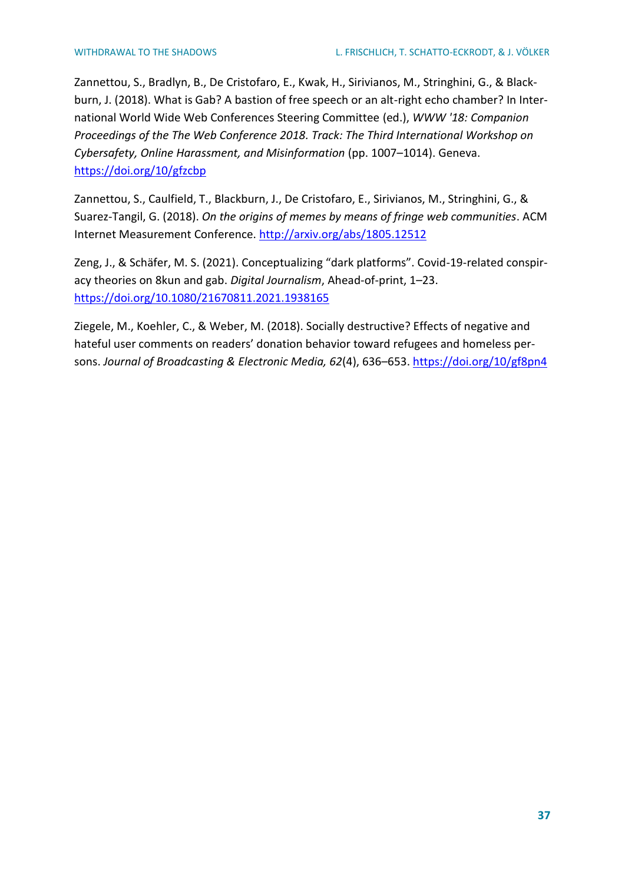Zannettou, S., Bradlyn, B., De Cristofaro, E., Kwak, H., Sirivianos, M., Stringhini, G., & Blackburn, J. (2018). What is Gab? A bastion of free speech or an alt-right echo chamber? In International World Wide Web Conferences Steering Committee (ed.), *WWW '18: Companion Proceedings of the The Web Conference 2018. Track: The Third International Workshop on Cybersafety, Online Harassment, and Misinformation* (pp. 1007–1014). Geneva. https://doi.org/10/gfzcbp

Zannettou, S., Caulfield, T., Blackburn, J., De Cristofaro, E., Sirivianos, M., Stringhini, G., & Suarez-Tangil, G. (2018). *On the origins of memes by means of fringe web communities*. ACM Internet Measurement Conference. http://arxiv.org/abs/1805.12512

Zeng, J., & Schäfer, M. S. (2021). Conceptualizing "dark platforms". Covid-19-related conspiracy theories on 8kun and gab. *Digital Journalism*, Ahead-of-print, 1–23. https://doi.org/10.1080/21670811.2021.1938165

Ziegele, M., Koehler, C., & Weber, M. (2018). Socially destructive? Effects of negative and hateful user comments on readers' donation behavior toward refugees and homeless persons. *Journal of Broadcasting & Electronic Media, 62*(4), 636–653. https://doi.org/10/gf8pn4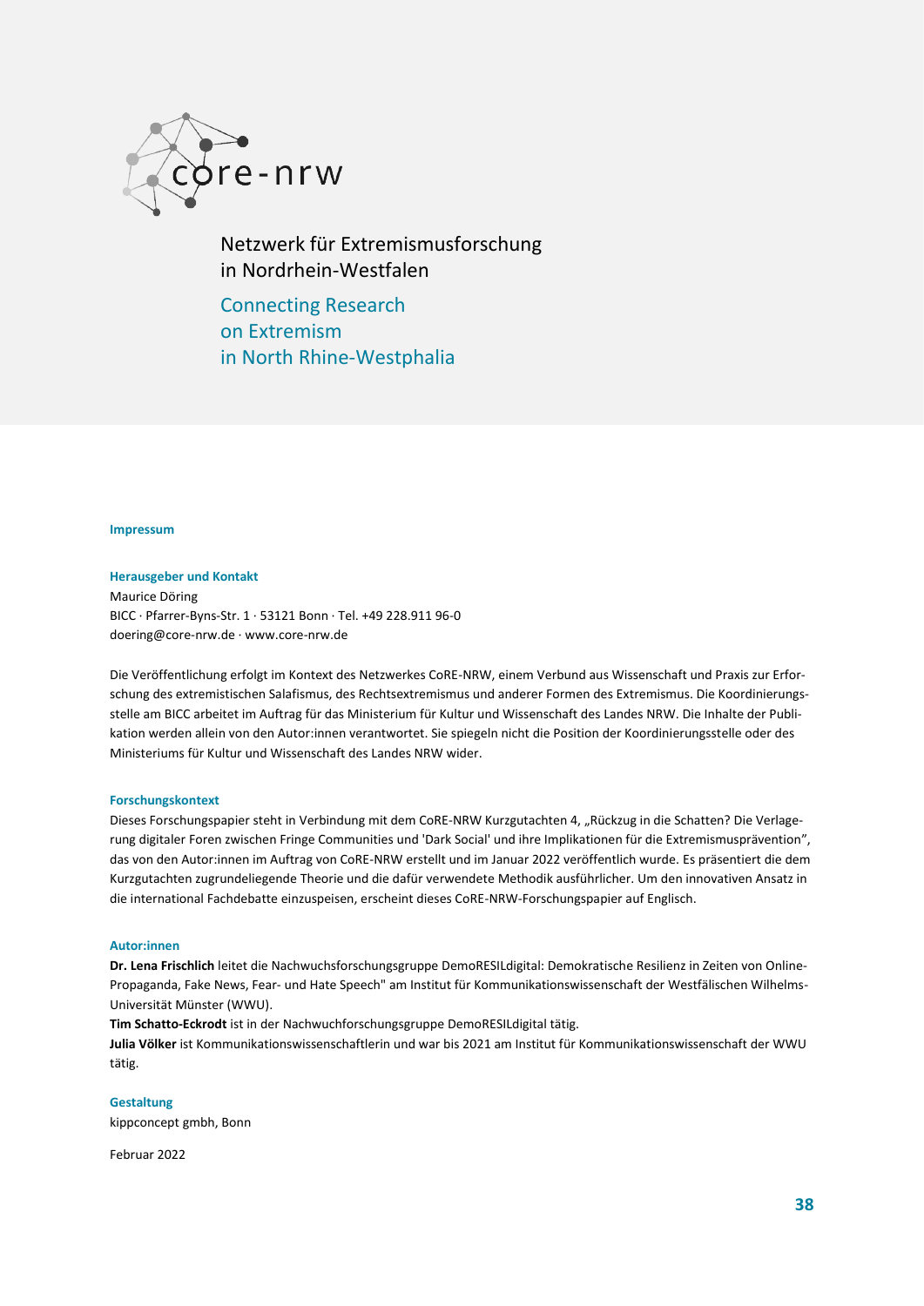core-nrw

Netzwerk für Extremismusforschung in Nordrhein-Westfalen

Connecting Research on Extremism in North Rhine-Westphalia

**Impressum**

**Herausgeber und Kontakt**
Maurice Döring
BICC · Pfarrer-Byns-Str. 1 · 53121 Bonn · Tel. +49 228.911 96-0
doering@core-nrw.de · www.core-nrw.de

Die Veröffentlichung erfolgt im Kontext des Netzwerkes CoRE-NRW, einem Verbund aus Wissenschaft und Praxis zur Erforschung des extremistischen Salafismus, des Rechtsextremismus und anderer Formen des Extremismus. Die Koordinierungsstelle am BICC arbeitet im Auftrag für das Ministerium für Kultur und Wissenschaft des Landes NRW. Die Inhalte der Publikation werden allein von den Autor:innen verantwortet. Sie spiegeln nicht die Position der Koordinierungsstelle oder des Ministeriums für Kultur und Wissenschaft des Landes NRW wider.

**Forschungskontext**
Dieses Forschungspapier steht in Verbindung mit dem CoRE-NRW Kurzgutachten 4, „Rückzug in die Schatten? Die Verlagerung digitaler Foren zwischen Fringe Communities und 'Dark Social' und ihre Implikationen für die Extremismusprävention", das von den Autor:innen im Auftrag von CoRE-NRW erstellt und im Januar 2022 veröffentlicht wurde. Es präsentiert die dem Kurzgutachten zugrundeliegende Theorie und die dafür verwendete Methodik ausführlicher. Um den innovativen Ansatz in die international Fachdebatte einzuspeisen, erscheint dieses CoRE-NRW-Forschungspapier auf Englisch.

**Autor:innen**
**Dr. Lena Frischlich** leitet die Nachwuchsforschungsgruppe DemoRESILdigital: Demokratische Resilienz in Zeiten von Online-Propaganda, Fake News, Fear- und Hate Speech" am Institut für Kommunikationswissenschaft der Westfälischen Wilhelms-Universität Münster (WWU).
**Tim Schatto-Eckrodt** ist in der Nachwuchforschungsgruppe DemoRESILdigital tätig.
**Julia Völker** ist Kommunikationswissenschaftlerin und war bis 2021 am Institut für Kommunikationswissenschaft der WWU tätig.

**Gestaltung**
kippconcept gmbh, Bonn

Februar 2022